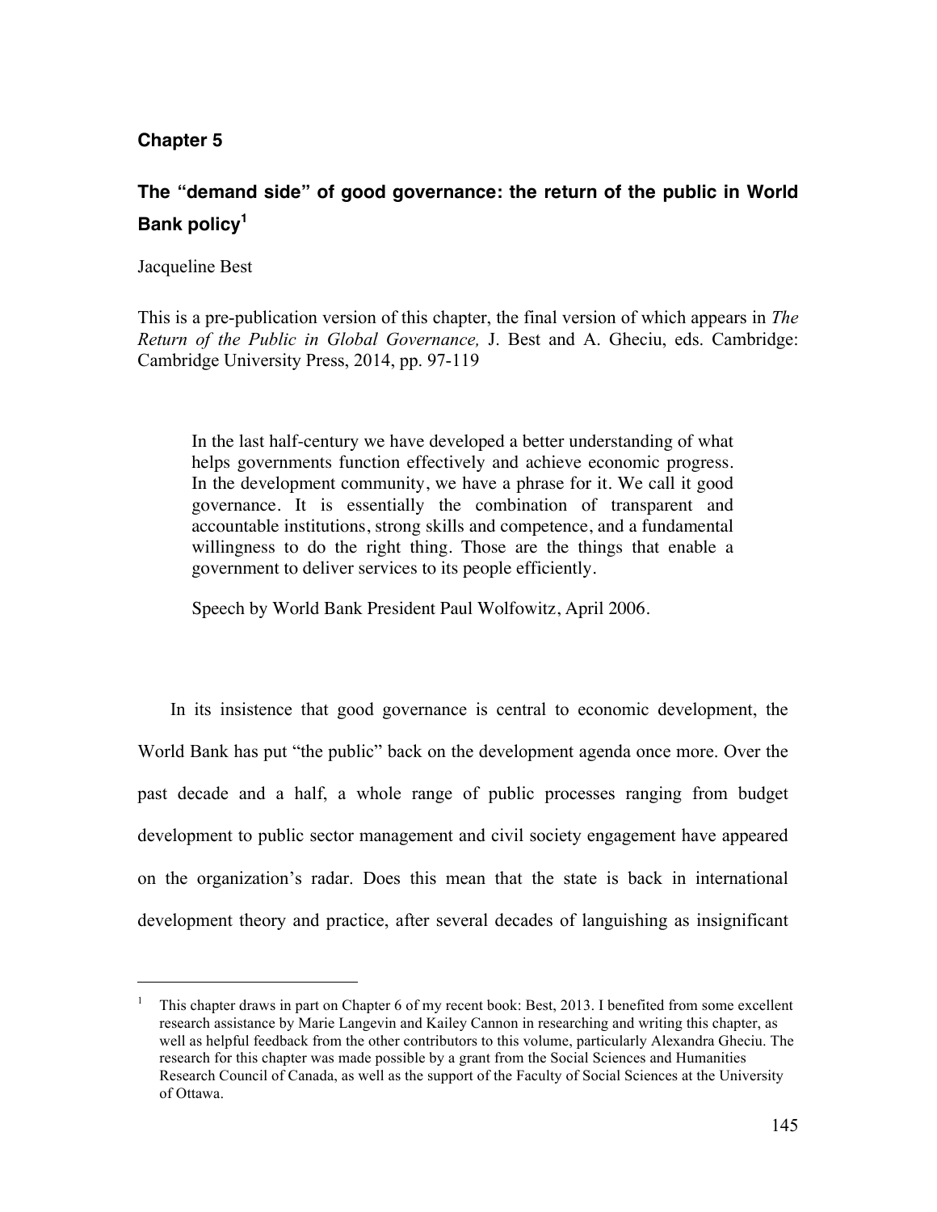## Chapter 5

# The "demand side" of good governance: the return of the public in World Bank policy[1]

Jacqueline Best

This is a pre-publication version of this chapter, the final version of which appears in *The Return of the Public in Global Governance,* J. Best and A. Gheciu, eds. Cambridge: Cambridge University Press, 2014, pp. 97-119

> In the last half-century we have developed a better understanding of what helps governments function effectively and achieve economic progress. In the development community, we have a phrase for it. We call it good governance. It is essentially the combination of transparent and accountable institutions, strong skills and competence, and a fundamental willingness to do the right thing. Those are the things that enable a government to deliver services to its people efficiently.
>
> Speech by World Bank President Paul Wolfowitz, April 2006.

In its insistence that good governance is central to economic development, the World Bank has put "the public" back on the development agenda once more. Over the past decade and a half, a whole range of public processes ranging from budget development to public sector management and civil society engagement have appeared on the organization's radar. Does this mean that the state is back in international development theory and practice, after several decades of languishing as insignificant

[1] This chapter draws in part on Chapter 6 of my recent book: Best, 2013. I benefited from some excellent research assistance by Marie Langevin and Kailey Cannon in researching and writing this chapter, as well as helpful feedback from the other contributors to this volume, particularly Alexandra Gheciu. The research for this chapter was made possible by a grant from the Social Sciences and Humanities Research Council of Canada, as well as the support of the Faculty of Social Sciences at the University of Ottawa.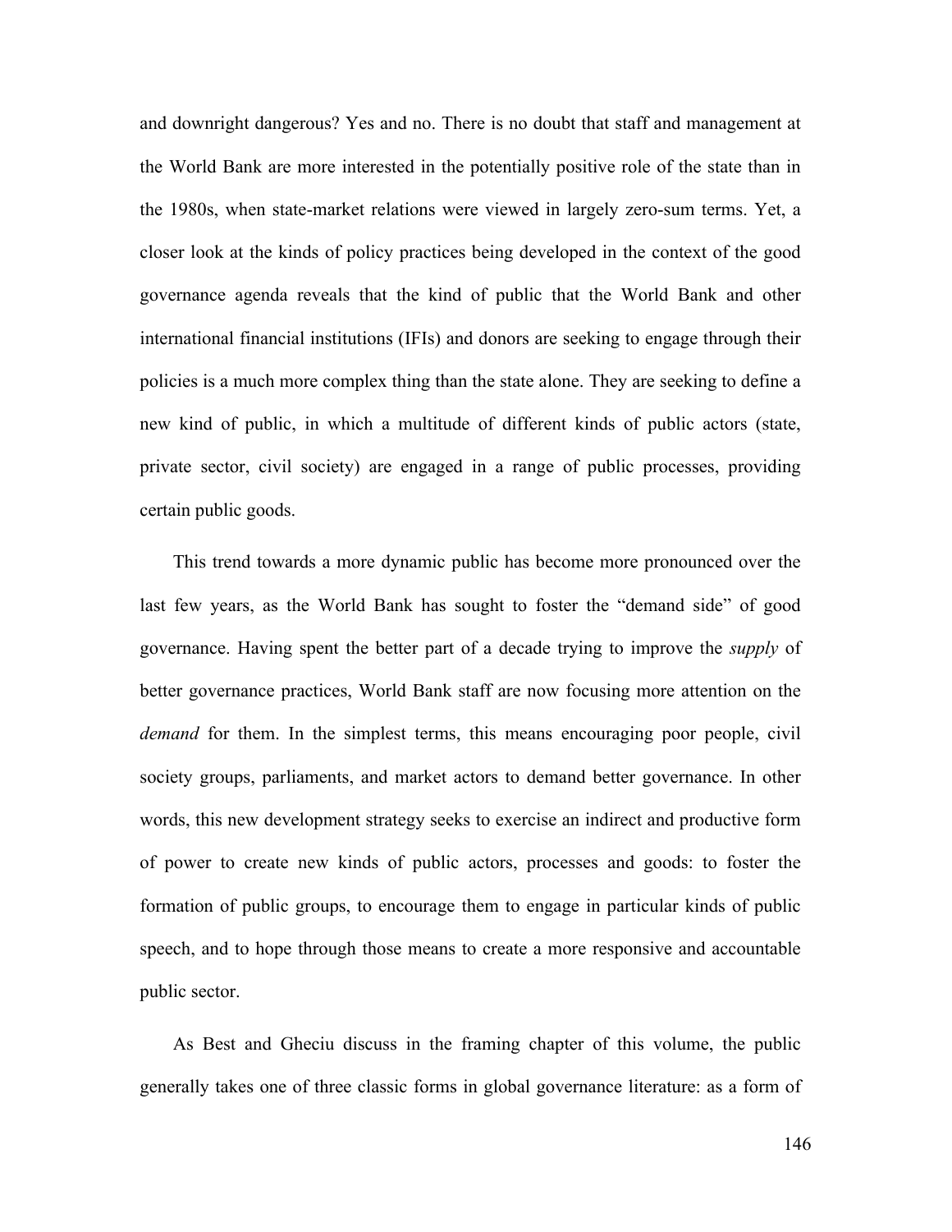and downright dangerous? Yes and no. There is no doubt that staff and management at the World Bank are more interested in the potentially positive role of the state than in the 1980s, when state-market relations were viewed in largely zero-sum terms. Yet, a closer look at the kinds of policy practices being developed in the context of the good governance agenda reveals that the kind of public that the World Bank and other international financial institutions (IFIs) and donors are seeking to engage through their policies is a much more complex thing than the state alone. They are seeking to define a new kind of public, in which a multitude of different kinds of public actors (state, private sector, civil society) are engaged in a range of public processes, providing certain public goods.

This trend towards a more dynamic public has become more pronounced over the last few years, as the World Bank has sought to foster the "demand side" of good governance. Having spent the better part of a decade trying to improve the *supply* of better governance practices, World Bank staff are now focusing more attention on the *demand* for them. In the simplest terms, this means encouraging poor people, civil society groups, parliaments, and market actors to demand better governance. In other words, this new development strategy seeks to exercise an indirect and productive form of power to create new kinds of public actors, processes and goods: to foster the formation of public groups, to encourage them to engage in particular kinds of public speech, and to hope through those means to create a more responsive and accountable public sector.

As Best and Gheciu discuss in the framing chapter of this volume, the public generally takes one of three classic forms in global governance literature: as a form of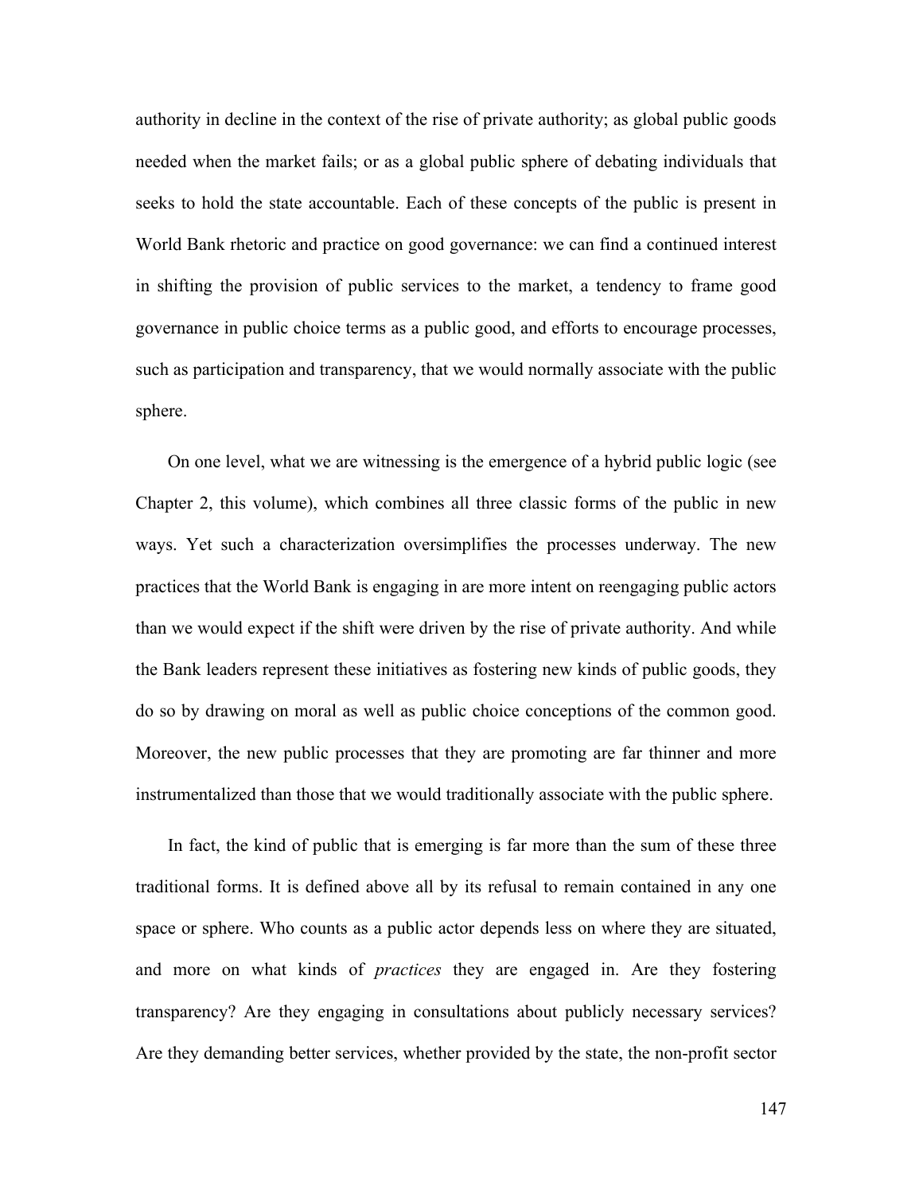authority in decline in the context of the rise of private authority; as global public goods needed when the market fails; or as a global public sphere of debating individuals that seeks to hold the state accountable. Each of these concepts of the public is present in World Bank rhetoric and practice on good governance: we can find a continued interest in shifting the provision of public services to the market, a tendency to frame good governance in public choice terms as a public good, and efforts to encourage processes, such as participation and transparency, that we would normally associate with the public sphere.

On one level, what we are witnessing is the emergence of a hybrid public logic (see Chapter 2, this volume), which combines all three classic forms of the public in new ways. Yet such a characterization oversimplifies the processes underway. The new practices that the World Bank is engaging in are more intent on reengaging public actors than we would expect if the shift were driven by the rise of private authority. And while the Bank leaders represent these initiatives as fostering new kinds of public goods, they do so by drawing on moral as well as public choice conceptions of the common good. Moreover, the new public processes that they are promoting are far thinner and more instrumentalized than those that we would traditionally associate with the public sphere.

In fact, the kind of public that is emerging is far more than the sum of these three traditional forms. It is defined above all by its refusal to remain contained in any one space or sphere. Who counts as a public actor depends less on where they are situated, and more on what kinds of *practices* they are engaged in. Are they fostering transparency? Are they engaging in consultations about publicly necessary services? Are they demanding better services, whether provided by the state, the non-profit sector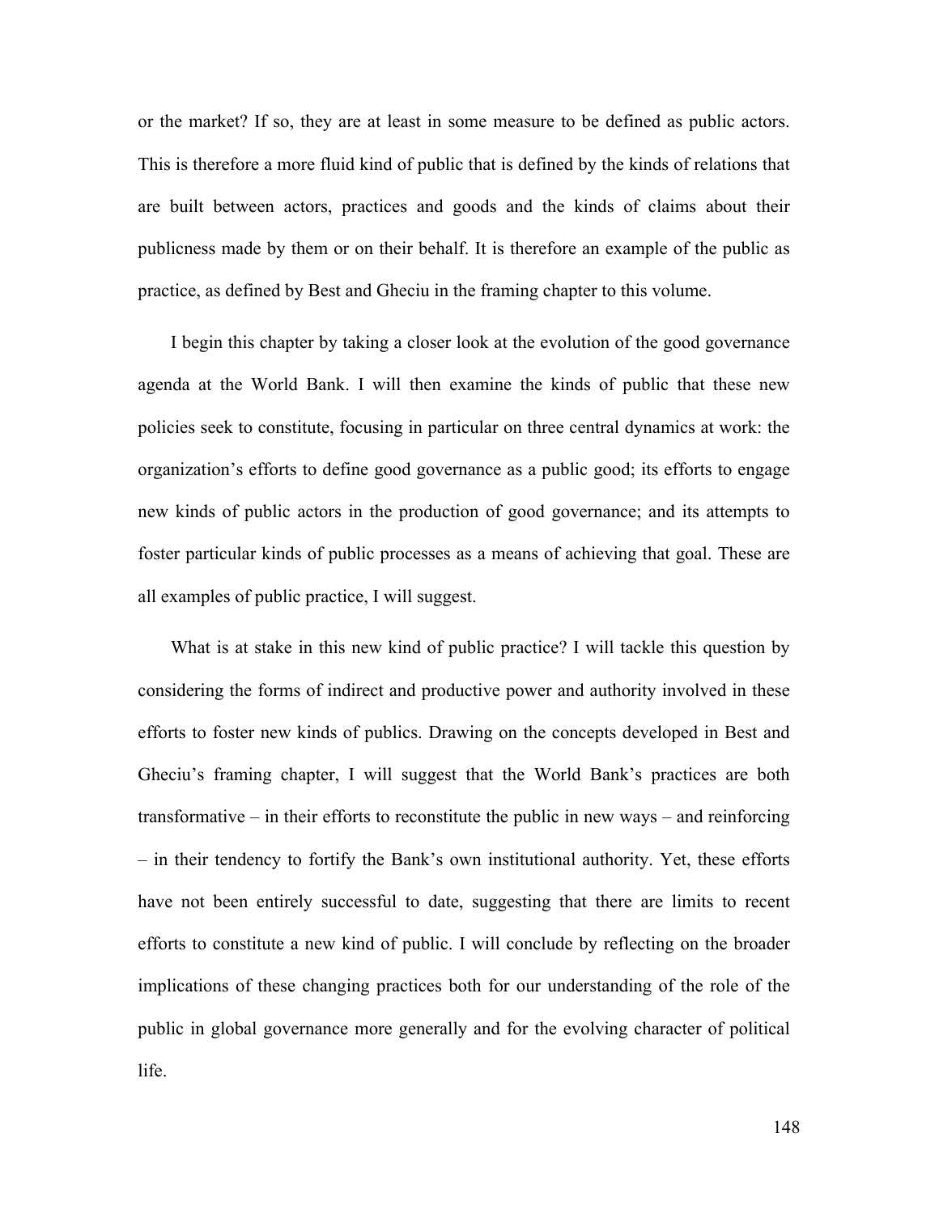or the market? If so, they are at least in some measure to be defined as public actors. This is therefore a more fluid kind of public that is defined by the kinds of relations that are built between actors, practices and goods and the kinds of claims about their publicness made by them or on their behalf. It is therefore an example of the public as practice, as defined by Best and Gheciu in the framing chapter to this volume.

I begin this chapter by taking a closer look at the evolution of the good governance agenda at the World Bank. I will then examine the kinds of public that these new policies seek to constitute, focusing in particular on three central dynamics at work: the organization's efforts to define good governance as a public good; its efforts to engage new kinds of public actors in the production of good governance; and its attempts to foster particular kinds of public processes as a means of achieving that goal. These are all examples of public practice, I will suggest.

What is at stake in this new kind of public practice? I will tackle this question by considering the forms of indirect and productive power and authority involved in these efforts to foster new kinds of publics. Drawing on the concepts developed in Best and Gheciu's framing chapter, I will suggest that the World Bank's practices are both transformative – in their efforts to reconstitute the public in new ways – and reinforcing – in their tendency to fortify the Bank's own institutional authority. Yet, these efforts have not been entirely successful to date, suggesting that there are limits to recent efforts to constitute a new kind of public. I will conclude by reflecting on the broader implications of these changing practices both for our understanding of the role of the public in global governance more generally and for the evolving character of political life.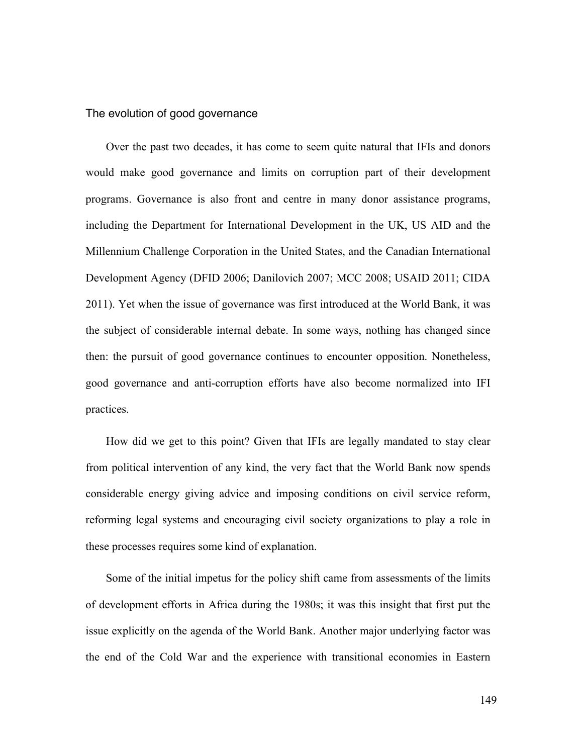## The evolution of good governance

Over the past two decades, it has come to seem quite natural that IFIs and donors would make good governance and limits on corruption part of their development programs. Governance is also front and centre in many donor assistance programs, including the Department for International Development in the UK, US AID and the Millennium Challenge Corporation in the United States, and the Canadian International Development Agency (DFID 2006; Danilovich 2007; MCC 2008; USAID 2011; CIDA 2011). Yet when the issue of governance was first introduced at the World Bank, it was the subject of considerable internal debate. In some ways, nothing has changed since then: the pursuit of good governance continues to encounter opposition. Nonetheless, good governance and anti-corruption efforts have also become normalized into IFI practices.

How did we get to this point? Given that IFIs are legally mandated to stay clear from political intervention of any kind, the very fact that the World Bank now spends considerable energy giving advice and imposing conditions on civil service reform, reforming legal systems and encouraging civil society organizations to play a role in these processes requires some kind of explanation.

Some of the initial impetus for the policy shift came from assessments of the limits of development efforts in Africa during the 1980s; it was this insight that first put the issue explicitly on the agenda of the World Bank. Another major underlying factor was the end of the Cold War and the experience with transitional economies in Eastern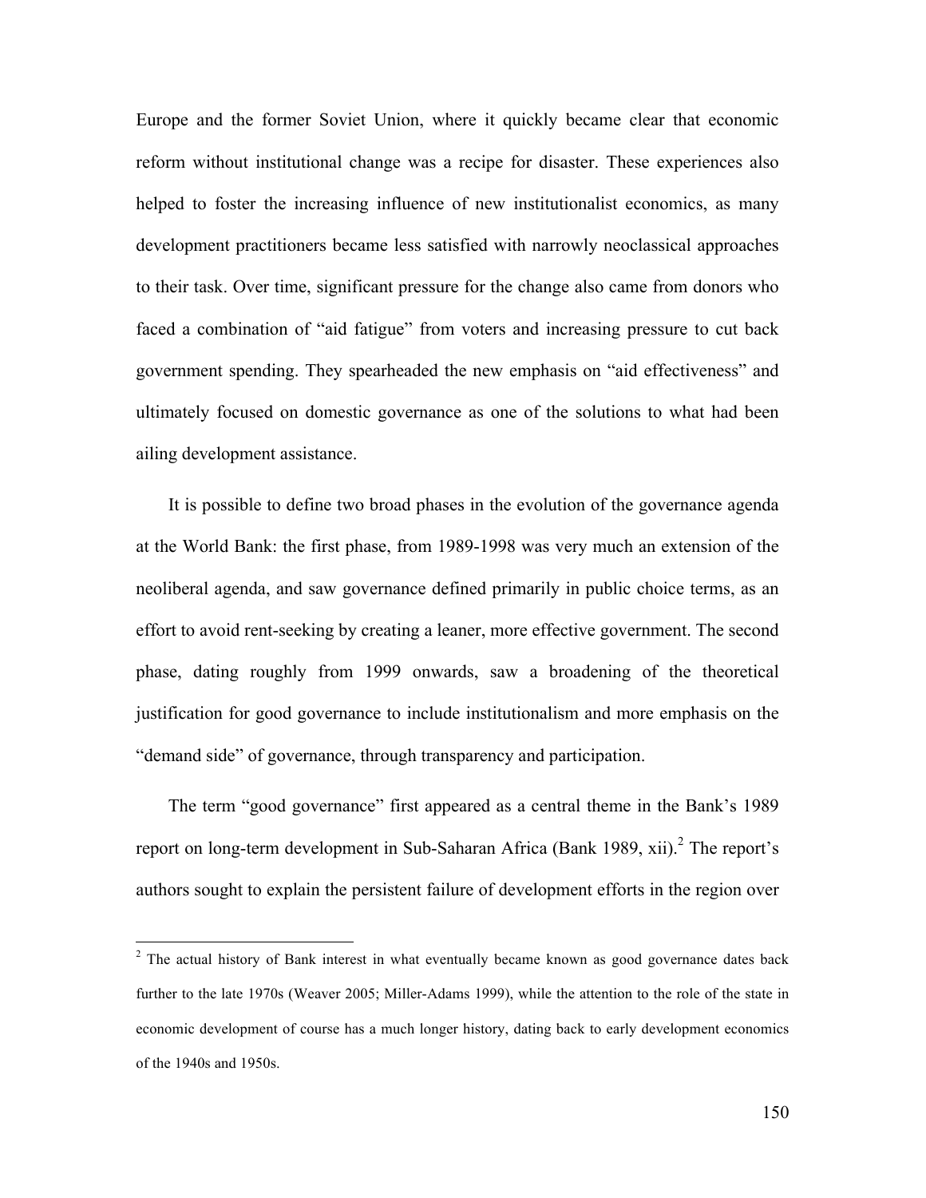Europe and the former Soviet Union, where it quickly became clear that economic reform without institutional change was a recipe for disaster. These experiences also helped to foster the increasing influence of new institutionalist economics, as many development practitioners became less satisfied with narrowly neoclassical approaches to their task. Over time, significant pressure for the change also came from donors who faced a combination of "aid fatigue" from voters and increasing pressure to cut back government spending. They spearheaded the new emphasis on "aid effectiveness" and ultimately focused on domestic governance as one of the solutions to what had been ailing development assistance.

It is possible to define two broad phases in the evolution of the governance agenda at the World Bank: the first phase, from 1989-1998 was very much an extension of the neoliberal agenda, and saw governance defined primarily in public choice terms, as an effort to avoid rent-seeking by creating a leaner, more effective government. The second phase, dating roughly from 1999 onwards, saw a broadening of the theoretical justification for good governance to include institutionalism and more emphasis on the "demand side" of governance, through transparency and participation.

The term "good governance" first appeared as a central theme in the Bank's 1989 report on long-term development in Sub-Saharan Africa (Bank 1989, xii).[2] The report's authors sought to explain the persistent failure of development efforts in the region over

---

[2] The actual history of Bank interest in what eventually became known as good governance dates back further to the late 1970s (Weaver 2005; Miller-Adams 1999), while the attention to the role of the state in economic development of course has a much longer history, dating back to early development economics of the 1940s and 1950s.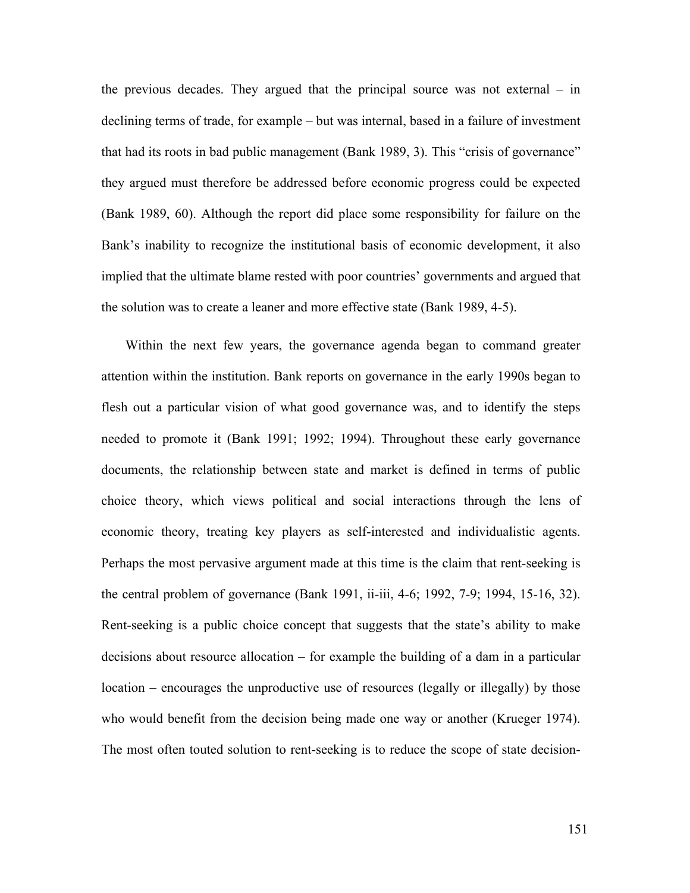the previous decades. They argued that the principal source was not external – in declining terms of trade, for example – but was internal, based in a failure of investment that had its roots in bad public management (Bank 1989, 3). This "crisis of governance" they argued must therefore be addressed before economic progress could be expected (Bank 1989, 60). Although the report did place some responsibility for failure on the Bank's inability to recognize the institutional basis of economic development, it also implied that the ultimate blame rested with poor countries' governments and argued that the solution was to create a leaner and more effective state (Bank 1989, 4-5).

Within the next few years, the governance agenda began to command greater attention within the institution. Bank reports on governance in the early 1990s began to flesh out a particular vision of what good governance was, and to identify the steps needed to promote it (Bank 1991; 1992; 1994). Throughout these early governance documents, the relationship between state and market is defined in terms of public choice theory, which views political and social interactions through the lens of economic theory, treating key players as self-interested and individualistic agents. Perhaps the most pervasive argument made at this time is the claim that rent-seeking is the central problem of governance (Bank 1991, ii-iii, 4-6; 1992, 7-9; 1994, 15-16, 32). Rent-seeking is a public choice concept that suggests that the state's ability to make decisions about resource allocation – for example the building of a dam in a particular location – encourages the unproductive use of resources (legally or illegally) by those who would benefit from the decision being made one way or another (Krueger 1974). The most often touted solution to rent-seeking is to reduce the scope of state decision-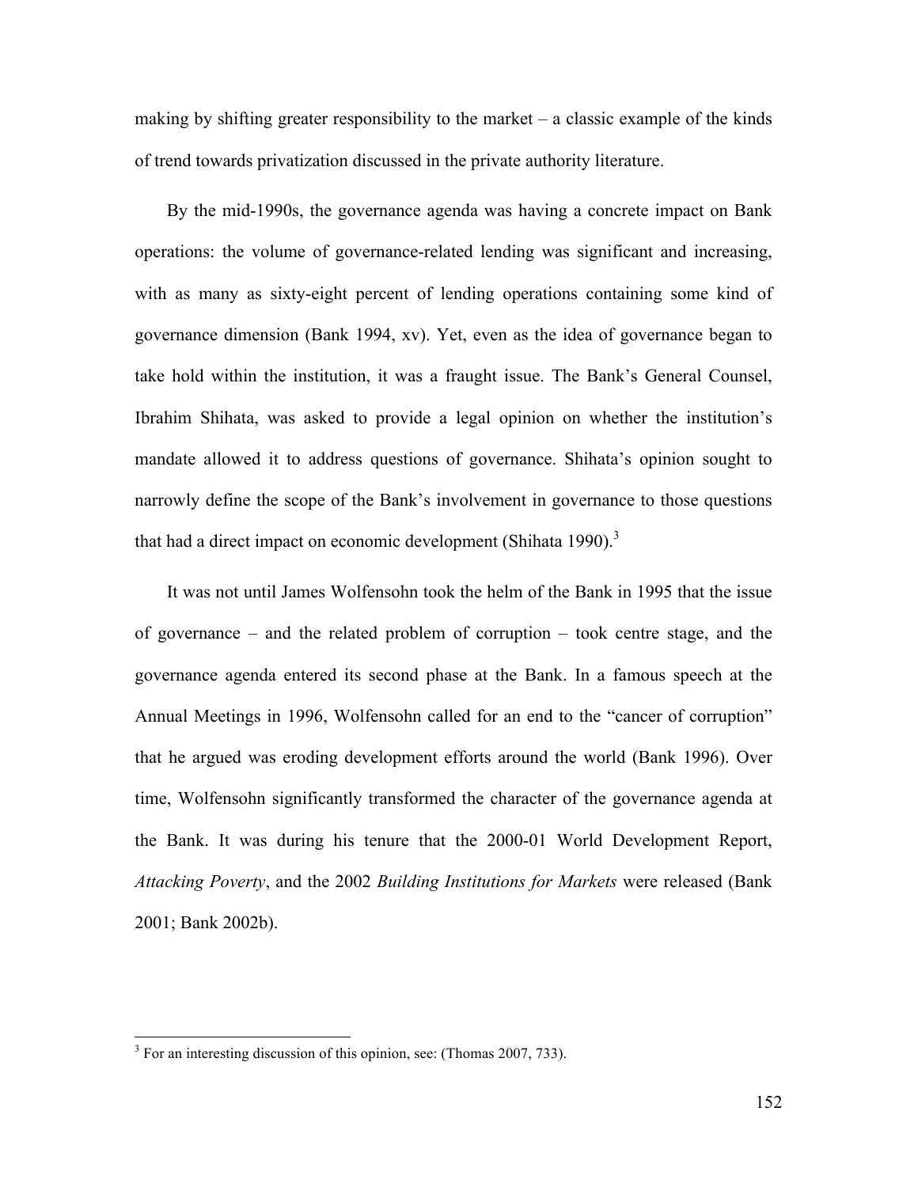making by shifting greater responsibility to the market – a classic example of the kinds of trend towards privatization discussed in the private authority literature.

By the mid-1990s, the governance agenda was having a concrete impact on Bank operations: the volume of governance-related lending was significant and increasing, with as many as sixty-eight percent of lending operations containing some kind of governance dimension (Bank 1994, xv). Yet, even as the idea of governance began to take hold within the institution, it was a fraught issue. The Bank's General Counsel, Ibrahim Shihata, was asked to provide a legal opinion on whether the institution's mandate allowed it to address questions of governance. Shihata's opinion sought to narrowly define the scope of the Bank's involvement in governance to those questions that had a direct impact on economic development (Shihata 1990).[3]

It was not until James Wolfensohn took the helm of the Bank in 1995 that the issue of governance – and the related problem of corruption – took centre stage, and the governance agenda entered its second phase at the Bank. In a famous speech at the Annual Meetings in 1996, Wolfensohn called for an end to the "cancer of corruption" that he argued was eroding development efforts around the world (Bank 1996). Over time, Wolfensohn significantly transformed the character of the governance agenda at the Bank. It was during his tenure that the 2000-01 World Development Report, *Attacking Poverty*, and the 2002 *Building Institutions for Markets* were released (Bank 2001; Bank 2002b).

[3] For an interesting discussion of this opinion, see: (Thomas 2007, 733).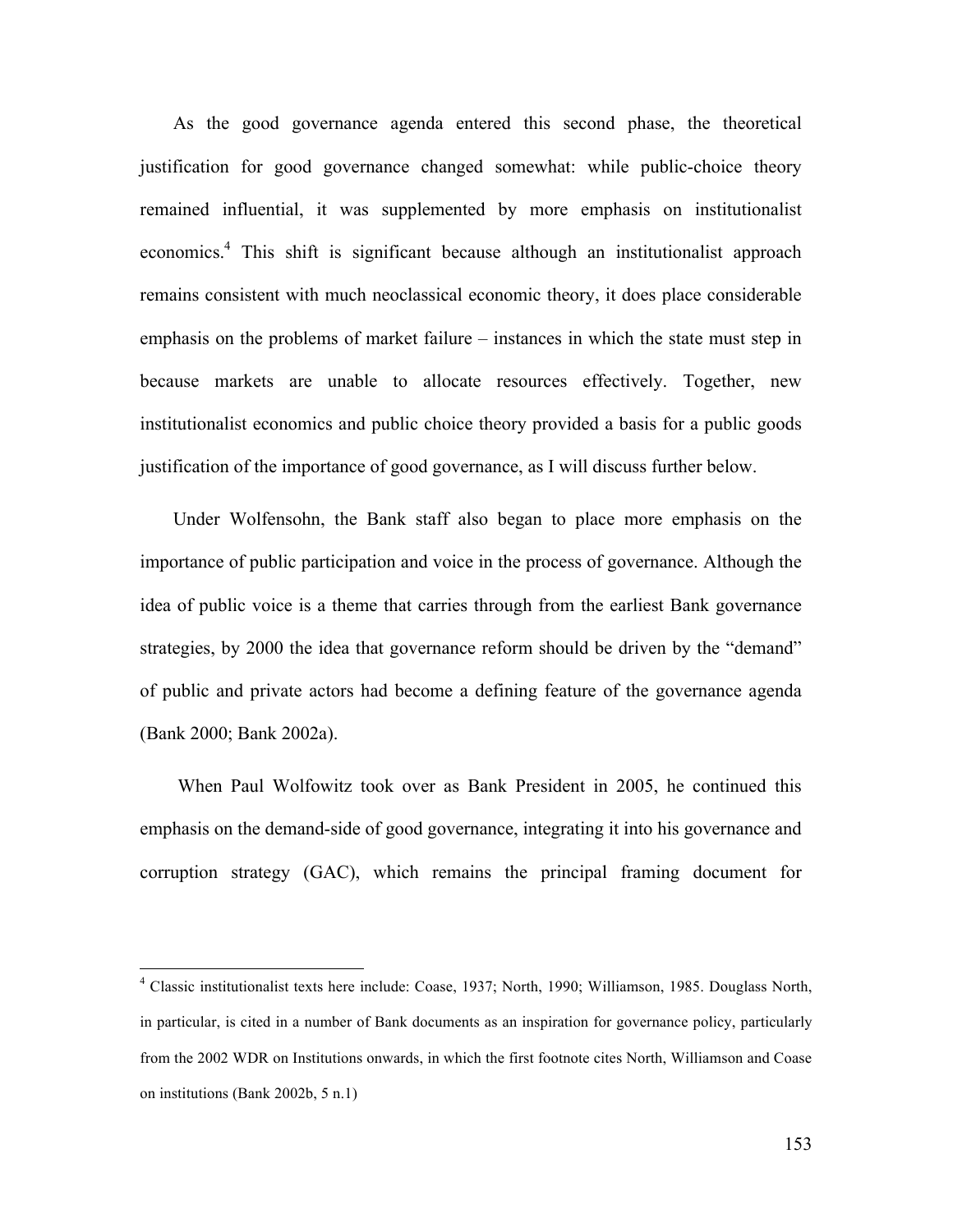As the good governance agenda entered this second phase, the theoretical justification for good governance changed somewhat: while public-choice theory remained influential, it was supplemented by more emphasis on institutionalist economics.[4] This shift is significant because although an institutionalist approach remains consistent with much neoclassical economic theory, it does place considerable emphasis on the problems of market failure – instances in which the state must step in because markets are unable to allocate resources effectively. Together, new institutionalist economics and public choice theory provided a basis for a public goods justification of the importance of good governance, as I will discuss further below.

Under Wolfensohn, the Bank staff also began to place more emphasis on the importance of public participation and voice in the process of governance. Although the idea of public voice is a theme that carries through from the earliest Bank governance strategies, by 2000 the idea that governance reform should be driven by the "demand" of public and private actors had become a defining feature of the governance agenda (Bank 2000; Bank 2002a).

When Paul Wolfowitz took over as Bank President in 2005, he continued this emphasis on the demand-side of good governance, integrating it into his governance and corruption strategy (GAC), which remains the principal framing document for

[4] Classic institutionalist texts here include: Coase, 1937; North, 1990; Williamson, 1985. Douglass North, in particular, is cited in a number of Bank documents as an inspiration for governance policy, particularly from the 2002 WDR on Institutions onwards, in which the first footnote cites North, Williamson and Coase on institutions (Bank 2002b, 5 n.1)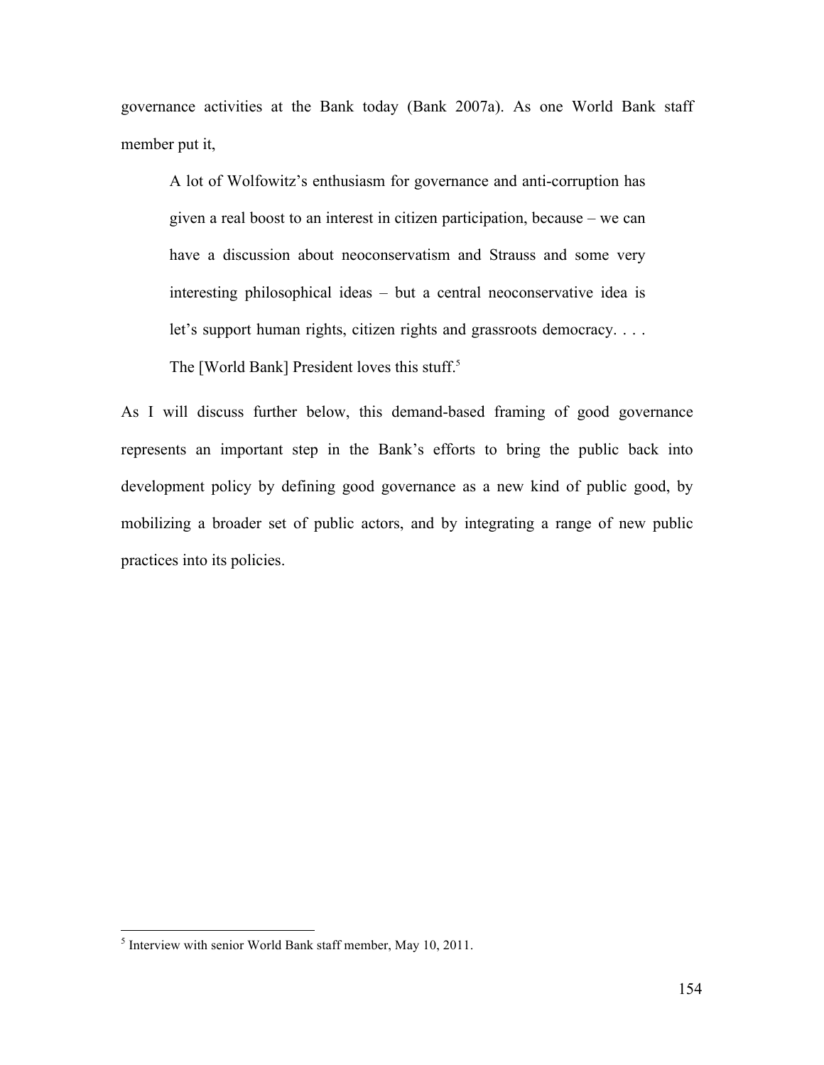governance activities at the Bank today (Bank 2007a). As one World Bank staff member put it,

> A lot of Wolfowitz's enthusiasm for governance and anti-corruption has given a real boost to an interest in citizen participation, because – we can have a discussion about neoconservatism and Strauss and some very interesting philosophical ideas – but a central neoconservative idea is let's support human rights, citizen rights and grassroots democracy. . . . The [World Bank] President loves this stuff.[5]

As I will discuss further below, this demand-based framing of good governance represents an important step in the Bank's efforts to bring the public back into development policy by defining good governance as a new kind of public good, by mobilizing a broader set of public actors, and by integrating a range of new public practices into its policies.

---

[5] Interview with senior World Bank staff member, May 10, 2011.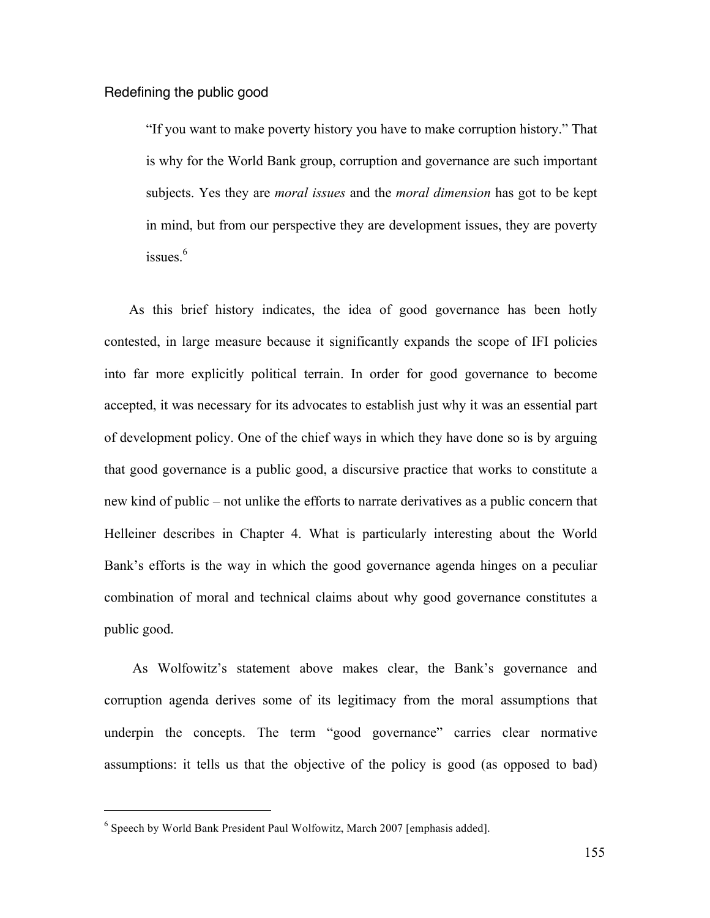## Redefining the public good

> "If you want to make poverty history you have to make corruption history." That is why for the World Bank group, corruption and governance are such important subjects. Yes they are *moral issues* and the *moral dimension* has got to be kept in mind, but from our perspective they are development issues, they are poverty issues.[6]

As this brief history indicates, the idea of good governance has been hotly contested, in large measure because it significantly expands the scope of IFI policies into far more explicitly political terrain. In order for good governance to become accepted, it was necessary for its advocates to establish just why it was an essential part of development policy. One of the chief ways in which they have done so is by arguing that good governance is a public good, a discursive practice that works to constitute a new kind of public – not unlike the efforts to narrate derivatives as a public concern that Helleiner describes in Chapter 4. What is particularly interesting about the World Bank's efforts is the way in which the good governance agenda hinges on a peculiar combination of moral and technical claims about why good governance constitutes a public good.

As Wolfowitz's statement above makes clear, the Bank's governance and corruption agenda derives some of its legitimacy from the moral assumptions that underpin the concepts. The term "good governance" carries clear normative assumptions: it tells us that the objective of the policy is good (as opposed to bad)

---

[6] Speech by World Bank President Paul Wolfowitz, March 2007 [emphasis added].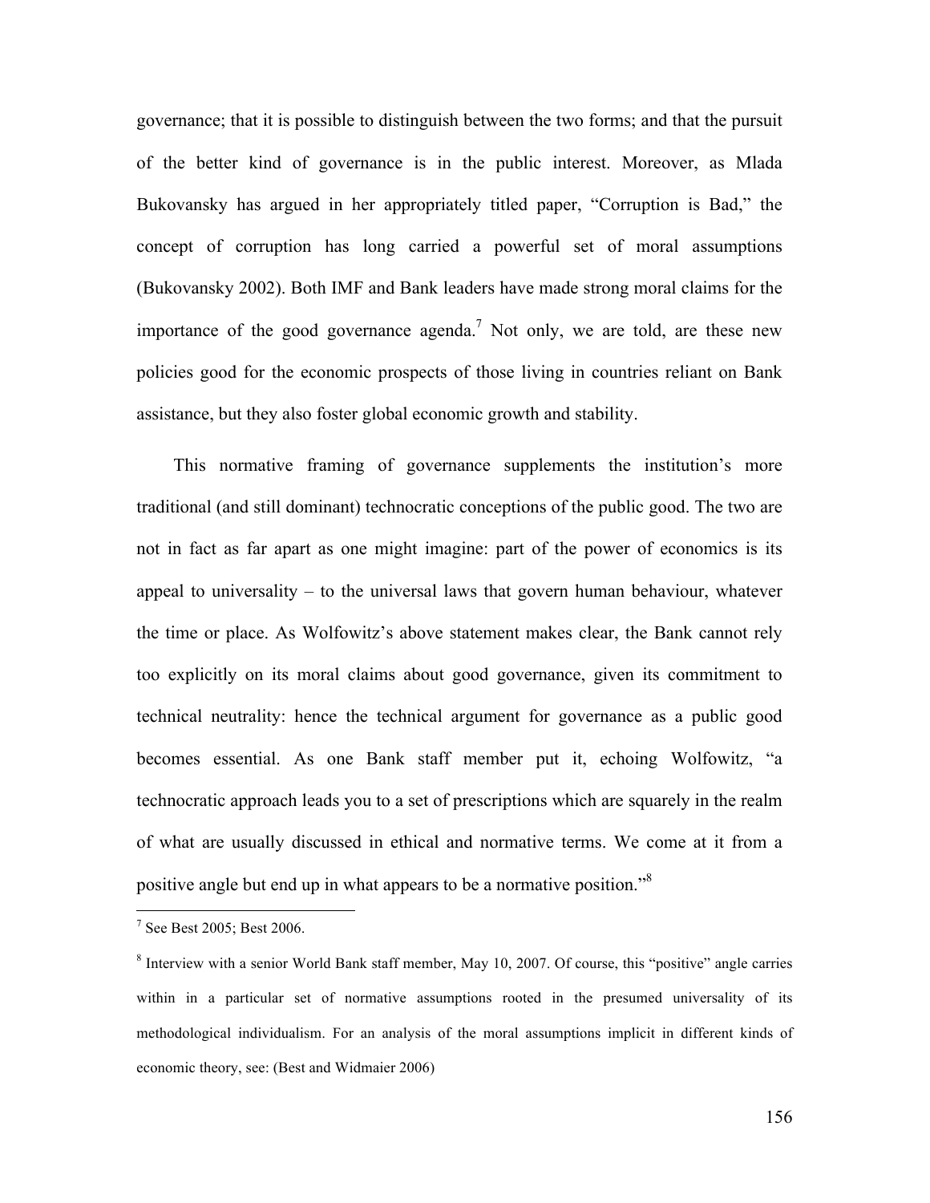governance; that it is possible to distinguish between the two forms; and that the pursuit of the better kind of governance is in the public interest. Moreover, as Mlada Bukovansky has argued in her appropriately titled paper, "Corruption is Bad," the concept of corruption has long carried a powerful set of moral assumptions (Bukovansky 2002). Both IMF and Bank leaders have made strong moral claims for the importance of the good governance agenda.[7] Not only, we are told, are these new policies good for the economic prospects of those living in countries reliant on Bank assistance, but they also foster global economic growth and stability.

This normative framing of governance supplements the institution's more traditional (and still dominant) technocratic conceptions of the public good. The two are not in fact as far apart as one might imagine: part of the power of economics is its appeal to universality – to the universal laws that govern human behaviour, whatever the time or place. As Wolfowitz's above statement makes clear, the Bank cannot rely too explicitly on its moral claims about good governance, given its commitment to technical neutrality: hence the technical argument for governance as a public good becomes essential. As one Bank staff member put it, echoing Wolfowitz, "a technocratic approach leads you to a set of prescriptions which are squarely in the realm of what are usually discussed in ethical and normative terms. We come at it from a positive angle but end up in what appears to be a normative position."[8]

---

[7] See Best 2005; Best 2006.

[8] Interview with a senior World Bank staff member, May 10, 2007. Of course, this "positive" angle carries within in a particular set of normative assumptions rooted in the presumed universality of its methodological individualism. For an analysis of the moral assumptions implicit in different kinds of economic theory, see: (Best and Widmaier 2006)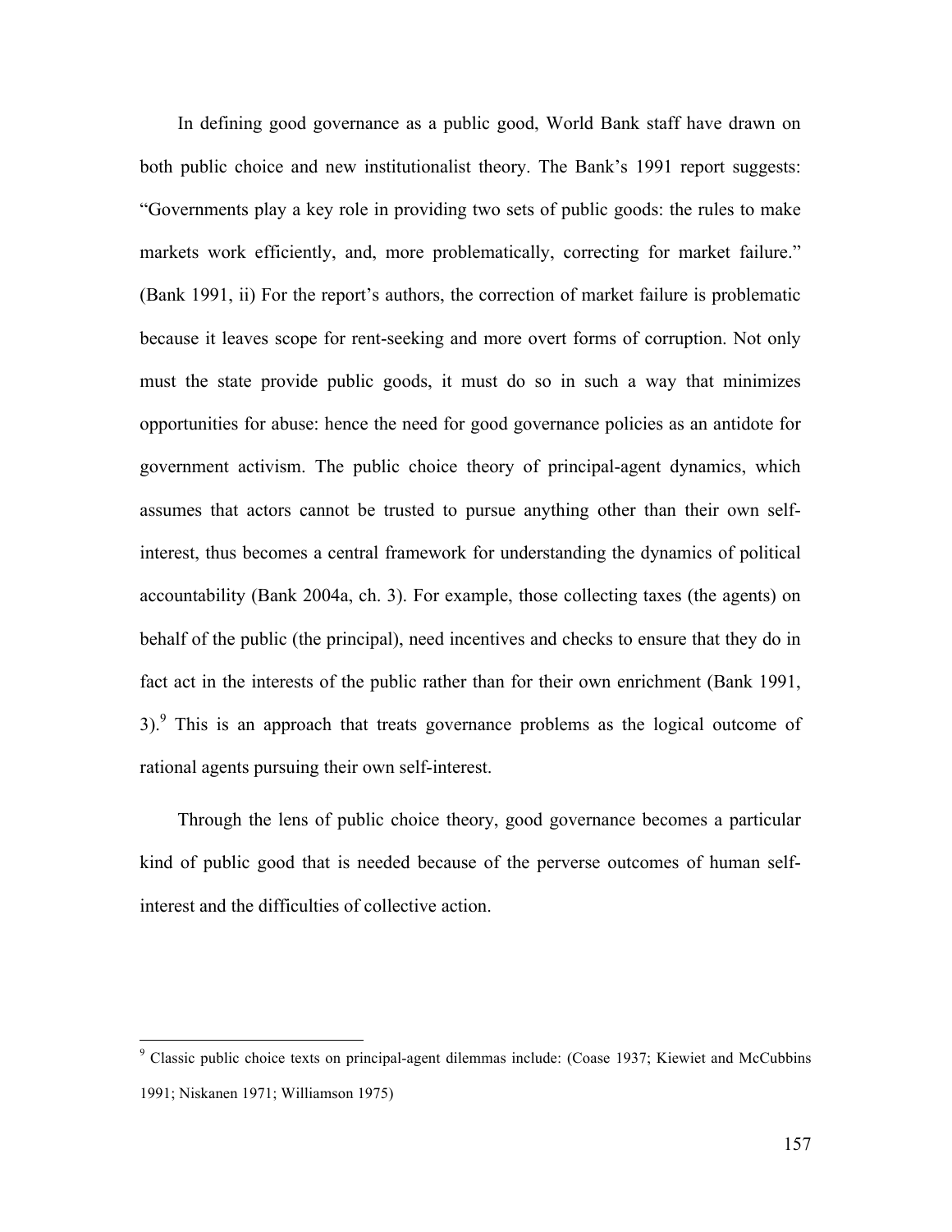In defining good governance as a public good, World Bank staff have drawn on both public choice and new institutionalist theory. The Bank's 1991 report suggests: "Governments play a key role in providing two sets of public goods: the rules to make markets work efficiently, and, more problematically, correcting for market failure." (Bank 1991, ii) For the report's authors, the correction of market failure is problematic because it leaves scope for rent-seeking and more overt forms of corruption. Not only must the state provide public goods, it must do so in such a way that minimizes opportunities for abuse: hence the need for good governance policies as an antidote for government activism. The public choice theory of principal-agent dynamics, which assumes that actors cannot be trusted to pursue anything other than their own self-interest, thus becomes a central framework for understanding the dynamics of political accountability (Bank 2004a, ch. 3). For example, those collecting taxes (the agents) on behalf of the public (the principal), need incentives and checks to ensure that they do in fact act in the interests of the public rather than for their own enrichment (Bank 1991, 3).[9] This is an approach that treats governance problems as the logical outcome of rational agents pursuing their own self-interest.

Through the lens of public choice theory, good governance becomes a particular kind of public good that is needed because of the perverse outcomes of human self-interest and the difficulties of collective action.

---

[9] Classic public choice texts on principal-agent dilemmas include: (Coase 1937; Kiewiet and McCubbins 1991; Niskanen 1971; Williamson 1975)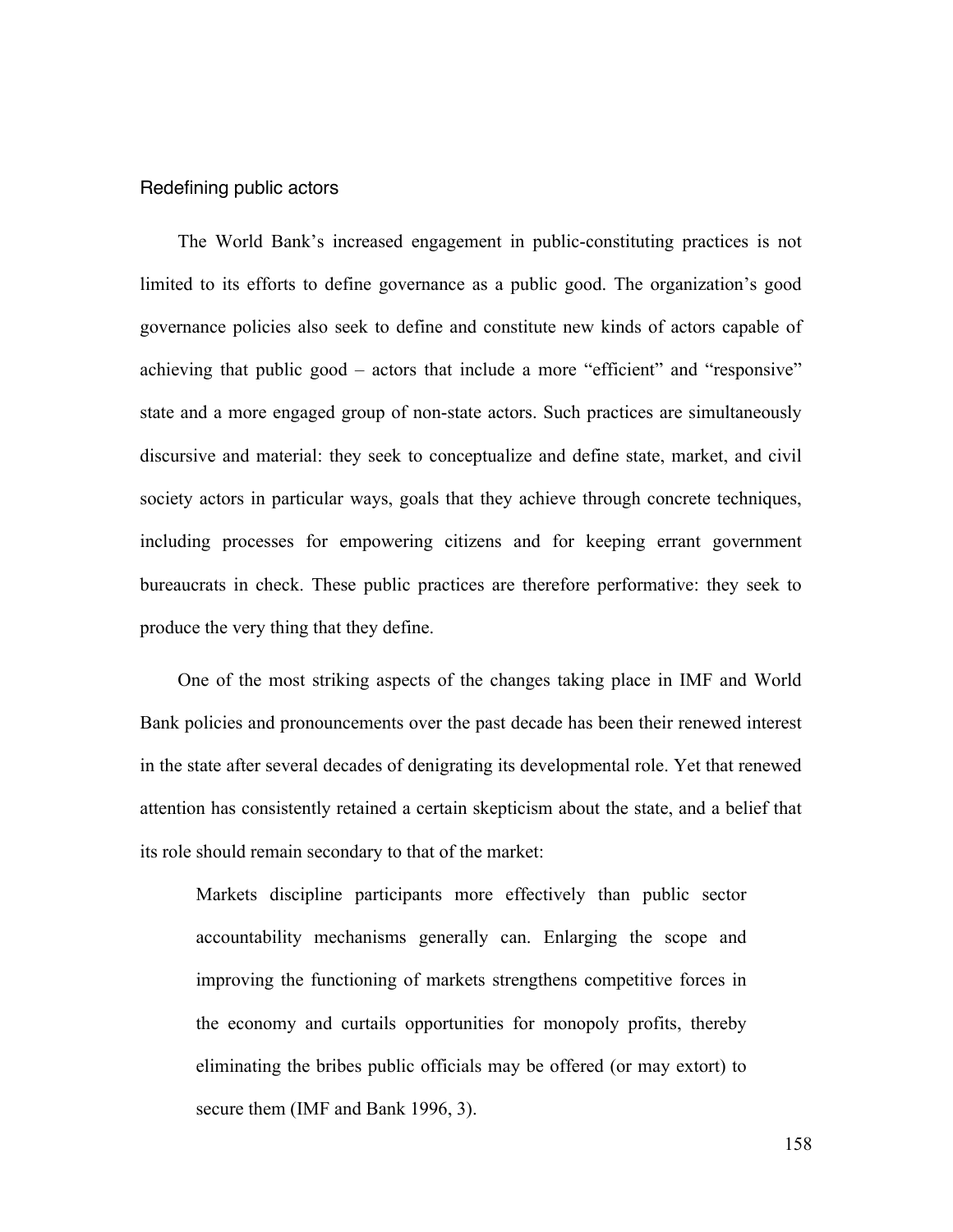## Redefining public actors

The World Bank's increased engagement in public-constituting practices is not limited to its efforts to define governance as a public good. The organization's good governance policies also seek to define and constitute new kinds of actors capable of achieving that public good – actors that include a more "efficient" and "responsive" state and a more engaged group of non-state actors. Such practices are simultaneously discursive and material: they seek to conceptualize and define state, market, and civil society actors in particular ways, goals that they achieve through concrete techniques, including processes for empowering citizens and for keeping errant government bureaucrats in check. These public practices are therefore performative: they seek to produce the very thing that they define.

One of the most striking aspects of the changes taking place in IMF and World Bank policies and pronouncements over the past decade has been their renewed interest in the state after several decades of denigrating its developmental role. Yet that renewed attention has consistently retained a certain skepticism about the state, and a belief that its role should remain secondary to that of the market:

> Markets discipline participants more effectively than public sector accountability mechanisms generally can. Enlarging the scope and improving the functioning of markets strengthens competitive forces in the economy and curtails opportunities for monopoly profits, thereby eliminating the bribes public officials may be offered (or may extort) to secure them (IMF and Bank 1996, 3).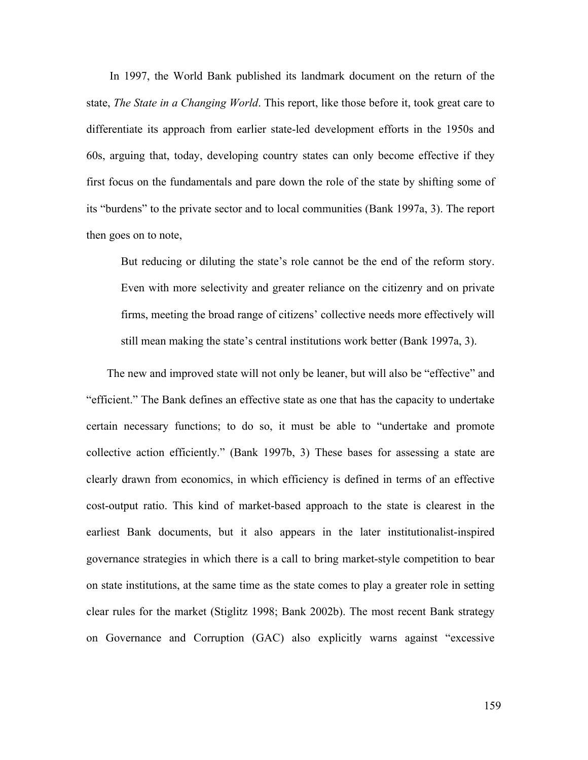In 1997, the World Bank published its landmark document on the return of the state, *The State in a Changing World*. This report, like those before it, took great care to differentiate its approach from earlier state-led development efforts in the 1950s and 60s, arguing that, today, developing country states can only become effective if they first focus on the fundamentals and pare down the role of the state by shifting some of its "burdens" to the private sector and to local communities (Bank 1997a, 3). The report then goes on to note,

> But reducing or diluting the state's role cannot be the end of the reform story. Even with more selectivity and greater reliance on the citizenry and on private firms, meeting the broad range of citizens' collective needs more effectively will still mean making the state's central institutions work better (Bank 1997a, 3).

The new and improved state will not only be leaner, but will also be "effective" and "efficient." The Bank defines an effective state as one that has the capacity to undertake certain necessary functions; to do so, it must be able to "undertake and promote collective action efficiently." (Bank 1997b, 3) These bases for assessing a state are clearly drawn from economics, in which efficiency is defined in terms of an effective cost-output ratio. This kind of market-based approach to the state is clearest in the earliest Bank documents, but it also appears in the later institutionalist-inspired governance strategies in which there is a call to bring market-style competition to bear on state institutions, at the same time as the state comes to play a greater role in setting clear rules for the market (Stiglitz 1998; Bank 2002b). The most recent Bank strategy on Governance and Corruption (GAC) also explicitly warns against "excessive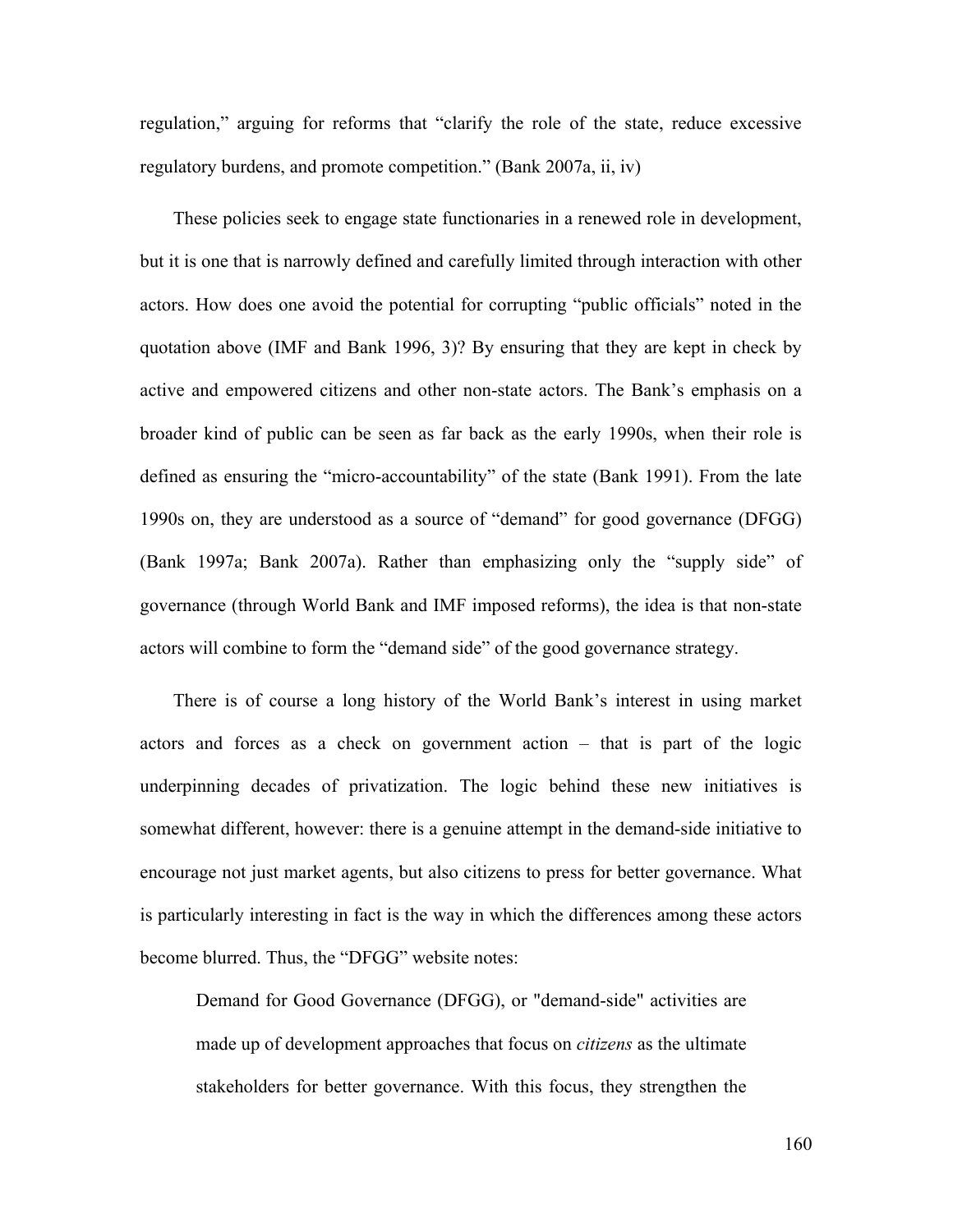regulation," arguing for reforms that "clarify the role of the state, reduce excessive regulatory burdens, and promote competition." (Bank 2007a, ii, iv)

These policies seek to engage state functionaries in a renewed role in development, but it is one that is narrowly defined and carefully limited through interaction with other actors. How does one avoid the potential for corrupting "public officials" noted in the quotation above (IMF and Bank 1996, 3)? By ensuring that they are kept in check by active and empowered citizens and other non-state actors. The Bank's emphasis on a broader kind of public can be seen as far back as the early 1990s, when their role is defined as ensuring the "micro-accountability" of the state (Bank 1991). From the late 1990s on, they are understood as a source of "demand" for good governance (DFGG) (Bank 1997a; Bank 2007a). Rather than emphasizing only the "supply side" of governance (through World Bank and IMF imposed reforms), the idea is that non-state actors will combine to form the "demand side" of the good governance strategy.

There is of course a long history of the World Bank's interest in using market actors and forces as a check on government action – that is part of the logic underpinning decades of privatization. The logic behind these new initiatives is somewhat different, however: there is a genuine attempt in the demand-side initiative to encourage not just market agents, but also citizens to press for better governance. What is particularly interesting in fact is the way in which the differences among these actors become blurred. Thus, the "DFGG" website notes:

> Demand for Good Governance (DFGG), or "demand-side" activities are made up of development approaches that focus on *citizens* as the ultimate stakeholders for better governance. With this focus, they strengthen the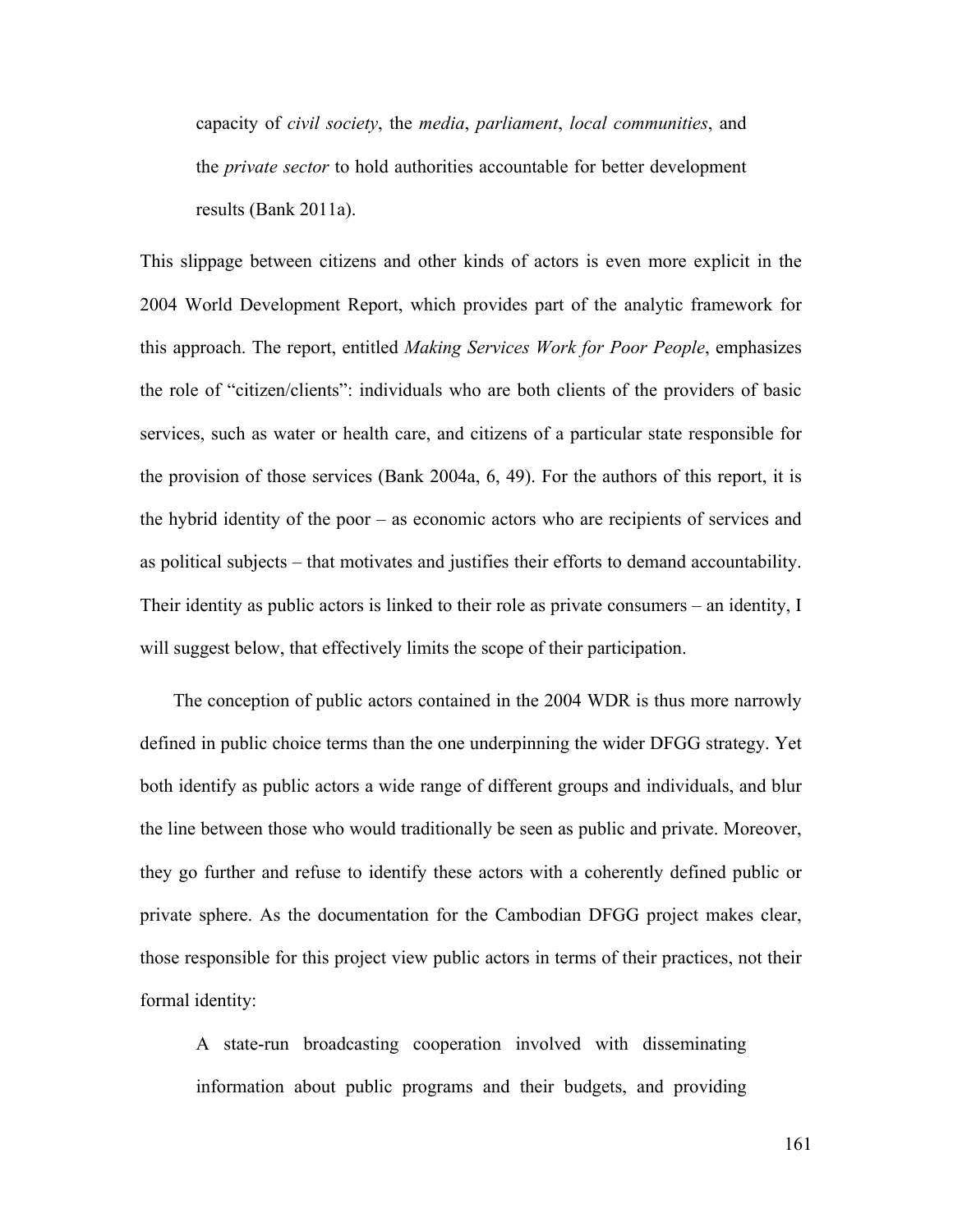> capacity of *civil society*, the *media*, *parliament*, *local communities*, and the *private sector* to hold authorities accountable for better development results (Bank 2011a).

This slippage between citizens and other kinds of actors is even more explicit in the 2004 World Development Report, which provides part of the analytic framework for this approach. The report, entitled *Making Services Work for Poor People*, emphasizes the role of "citizen/clients": individuals who are both clients of the providers of basic services, such as water or health care, and citizens of a particular state responsible for the provision of those services (Bank 2004a, 6, 49). For the authors of this report, it is the hybrid identity of the poor – as economic actors who are recipients of services and as political subjects – that motivates and justifies their efforts to demand accountability. Their identity as public actors is linked to their role as private consumers – an identity, I will suggest below, that effectively limits the scope of their participation.

The conception of public actors contained in the 2004 WDR is thus more narrowly defined in public choice terms than the one underpinning the wider DFGG strategy. Yet both identify as public actors a wide range of different groups and individuals, and blur the line between those who would traditionally be seen as public and private. Moreover, they go further and refuse to identify these actors with a coherently defined public or private sphere. As the documentation for the Cambodian DFGG project makes clear, those responsible for this project view public actors in terms of their practices, not their formal identity:

> A state-run broadcasting cooperation involved with disseminating information about public programs and their budgets, and providing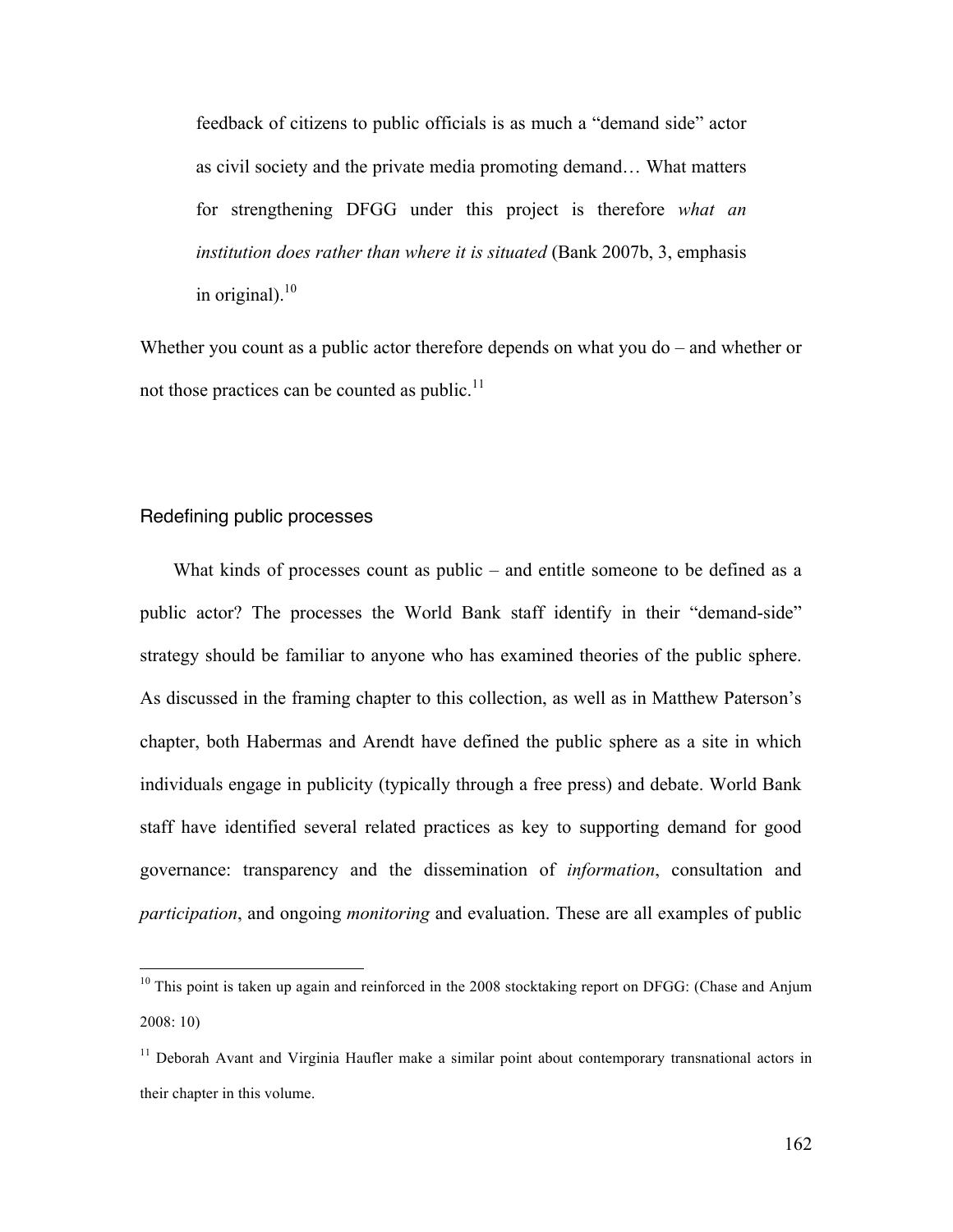> feedback of citizens to public officials is as much a "demand side" actor as civil society and the private media promoting demand… What matters for strengthening DFGG under this project is therefore *what an institution does rather than where it is situated* (Bank 2007b, 3, emphasis in original).[10]

Whether you count as a public actor therefore depends on what you do – and whether or not those practices can be counted as public.[11]

## Redefining public processes

What kinds of processes count as public – and entitle someone to be defined as a public actor? The processes the World Bank staff identify in their "demand-side" strategy should be familiar to anyone who has examined theories of the public sphere. As discussed in the framing chapter to this collection, as well as in Matthew Paterson's chapter, both Habermas and Arendt have defined the public sphere as a site in which individuals engage in publicity (typically through a free press) and debate. World Bank staff have identified several related practices as key to supporting demand for good governance: transparency and the dissemination of *information*, consultation and *participation*, and ongoing *monitoring* and evaluation. These are all examples of public

---

[10] This point is taken up again and reinforced in the 2008 stocktaking report on DFGG: (Chase and Anjum 2008: 10)

[11] Deborah Avant and Virginia Haufler make a similar point about contemporary transnational actors in their chapter in this volume.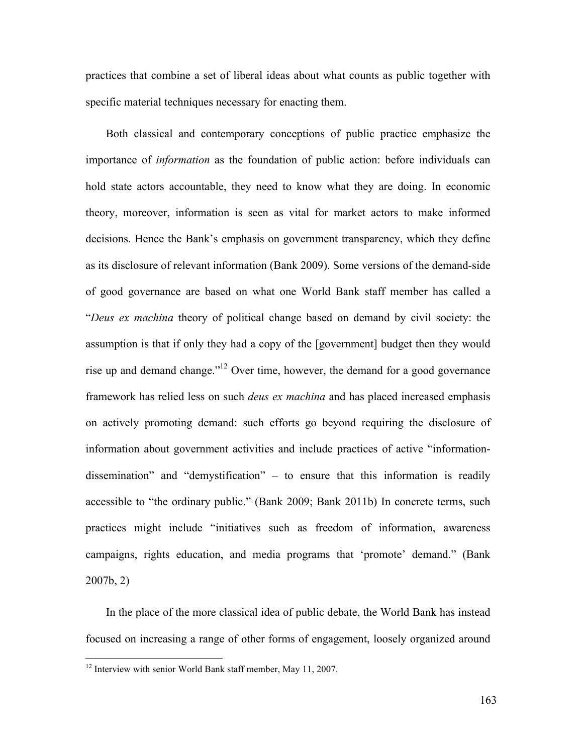practices that combine a set of liberal ideas about what counts as public together with specific material techniques necessary for enacting them.

Both classical and contemporary conceptions of public practice emphasize the importance of *information* as the foundation of public action: before individuals can hold state actors accountable, they need to know what they are doing. In economic theory, moreover, information is seen as vital for market actors to make informed decisions. Hence the Bank's emphasis on government transparency, which they define as its disclosure of relevant information (Bank 2009). Some versions of the demand-side of good governance are based on what one World Bank staff member has called a "*Deus ex machina* theory of political change based on demand by civil society: the assumption is that if only they had a copy of the [government] budget then they would rise up and demand change."[12] Over time, however, the demand for a good governance framework has relied less on such *deus ex machina* and has placed increased emphasis on actively promoting demand: such efforts go beyond requiring the disclosure of information about government activities and include practices of active "information-dissemination" and "demystification" – to ensure that this information is readily accessible to "the ordinary public." (Bank 2009; Bank 2011b) In concrete terms, such practices might include "initiatives such as freedom of information, awareness campaigns, rights education, and media programs that 'promote' demand." (Bank 2007b, 2)

In the place of the more classical idea of public debate, the World Bank has instead focused on increasing a range of other forms of engagement, loosely organized around

[12] Interview with senior World Bank staff member, May 11, 2007.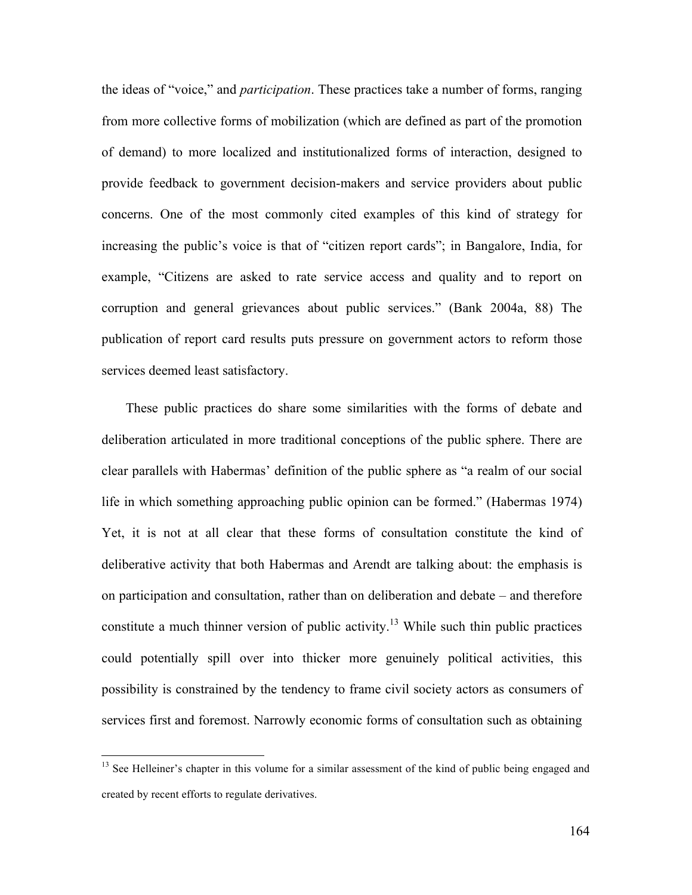the ideas of "voice," and *participation*. These practices take a number of forms, ranging from more collective forms of mobilization (which are defined as part of the promotion of demand) to more localized and institutionalized forms of interaction, designed to provide feedback to government decision-makers and service providers about public concerns. One of the most commonly cited examples of this kind of strategy for increasing the public's voice is that of "citizen report cards"; in Bangalore, India, for example, "Citizens are asked to rate service access and quality and to report on corruption and general grievances about public services." (Bank 2004a, 88) The publication of report card results puts pressure on government actors to reform those services deemed least satisfactory.

These public practices do share some similarities with the forms of debate and deliberation articulated in more traditional conceptions of the public sphere. There are clear parallels with Habermas' definition of the public sphere as "a realm of our social life in which something approaching public opinion can be formed." (Habermas 1974) Yet, it is not at all clear that these forms of consultation constitute the kind of deliberative activity that both Habermas and Arendt are talking about: the emphasis is on participation and consultation, rather than on deliberation and debate – and therefore constitute a much thinner version of public activity.[13] While such thin public practices could potentially spill over into thicker more genuinely political activities, this possibility is constrained by the tendency to frame civil society actors as consumers of services first and foremost. Narrowly economic forms of consultation such as obtaining

[13] See Helleiner's chapter in this volume for a similar assessment of the kind of public being engaged and created by recent efforts to regulate derivatives.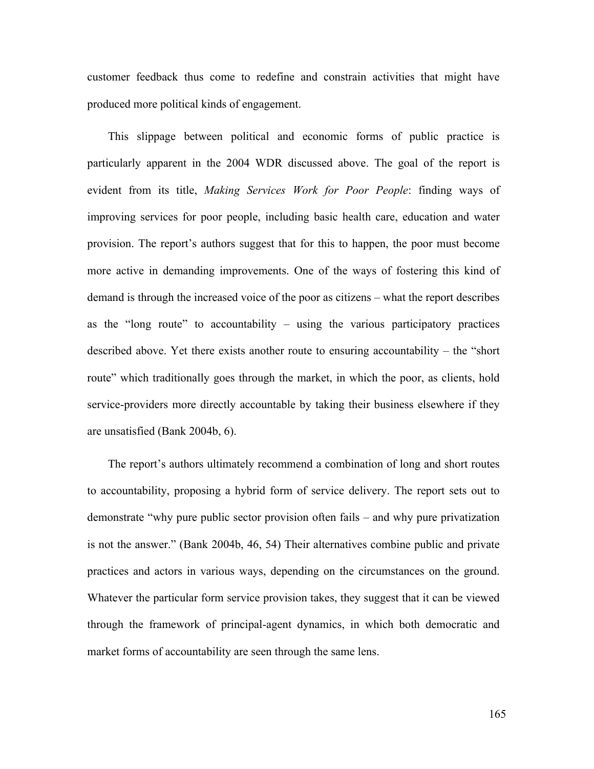customer feedback thus come to redefine and constrain activities that might have produced more political kinds of engagement.

This slippage between political and economic forms of public practice is particularly apparent in the 2004 WDR discussed above. The goal of the report is evident from its title, *Making Services Work for Poor People*: finding ways of improving services for poor people, including basic health care, education and water provision. The report's authors suggest that for this to happen, the poor must become more active in demanding improvements. One of the ways of fostering this kind of demand is through the increased voice of the poor as citizens – what the report describes as the "long route" to accountability – using the various participatory practices described above. Yet there exists another route to ensuring accountability – the "short route" which traditionally goes through the market, in which the poor, as clients, hold service-providers more directly accountable by taking their business elsewhere if they are unsatisfied (Bank 2004b, 6).

The report's authors ultimately recommend a combination of long and short routes to accountability, proposing a hybrid form of service delivery. The report sets out to demonstrate "why pure public sector provision often fails – and why pure privatization is not the answer." (Bank 2004b, 46, 54) Their alternatives combine public and private practices and actors in various ways, depending on the circumstances on the ground. Whatever the particular form service provision takes, they suggest that it can be viewed through the framework of principal-agent dynamics, in which both democratic and market forms of accountability are seen through the same lens.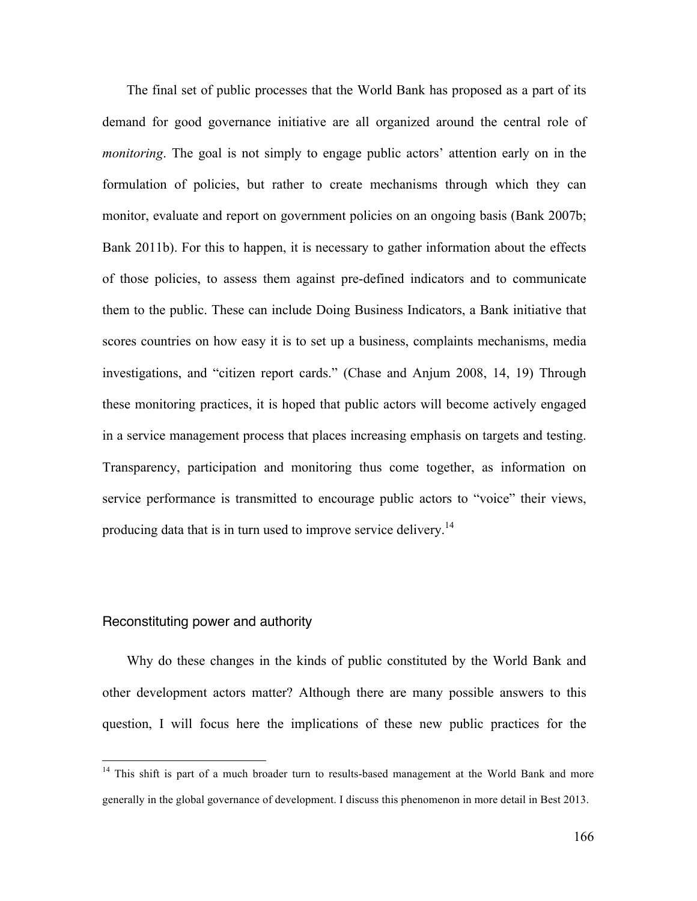The final set of public processes that the World Bank has proposed as a part of its demand for good governance initiative are all organized around the central role of *monitoring*. The goal is not simply to engage public actors' attention early on in the formulation of policies, but rather to create mechanisms through which they can monitor, evaluate and report on government policies on an ongoing basis (Bank 2007b; Bank 2011b). For this to happen, it is necessary to gather information about the effects of those policies, to assess them against pre-defined indicators and to communicate them to the public. These can include Doing Business Indicators, a Bank initiative that scores countries on how easy it is to set up a business, complaints mechanisms, media investigations, and "citizen report cards." (Chase and Anjum 2008, 14, 19) Through these monitoring practices, it is hoped that public actors will become actively engaged in a service management process that places increasing emphasis on targets and testing. Transparency, participation and monitoring thus come together, as information on service performance is transmitted to encourage public actors to "voice" their views, producing data that is in turn used to improve service delivery.[14]

## Reconstituting power and authority

Why do these changes in the kinds of public constituted by the World Bank and other development actors matter? Although there are many possible answers to this question, I will focus here the implications of these new public practices for the

[14] This shift is part of a much broader turn to results-based management at the World Bank and more generally in the global governance of development. I discuss this phenomenon in more detail in Best 2013.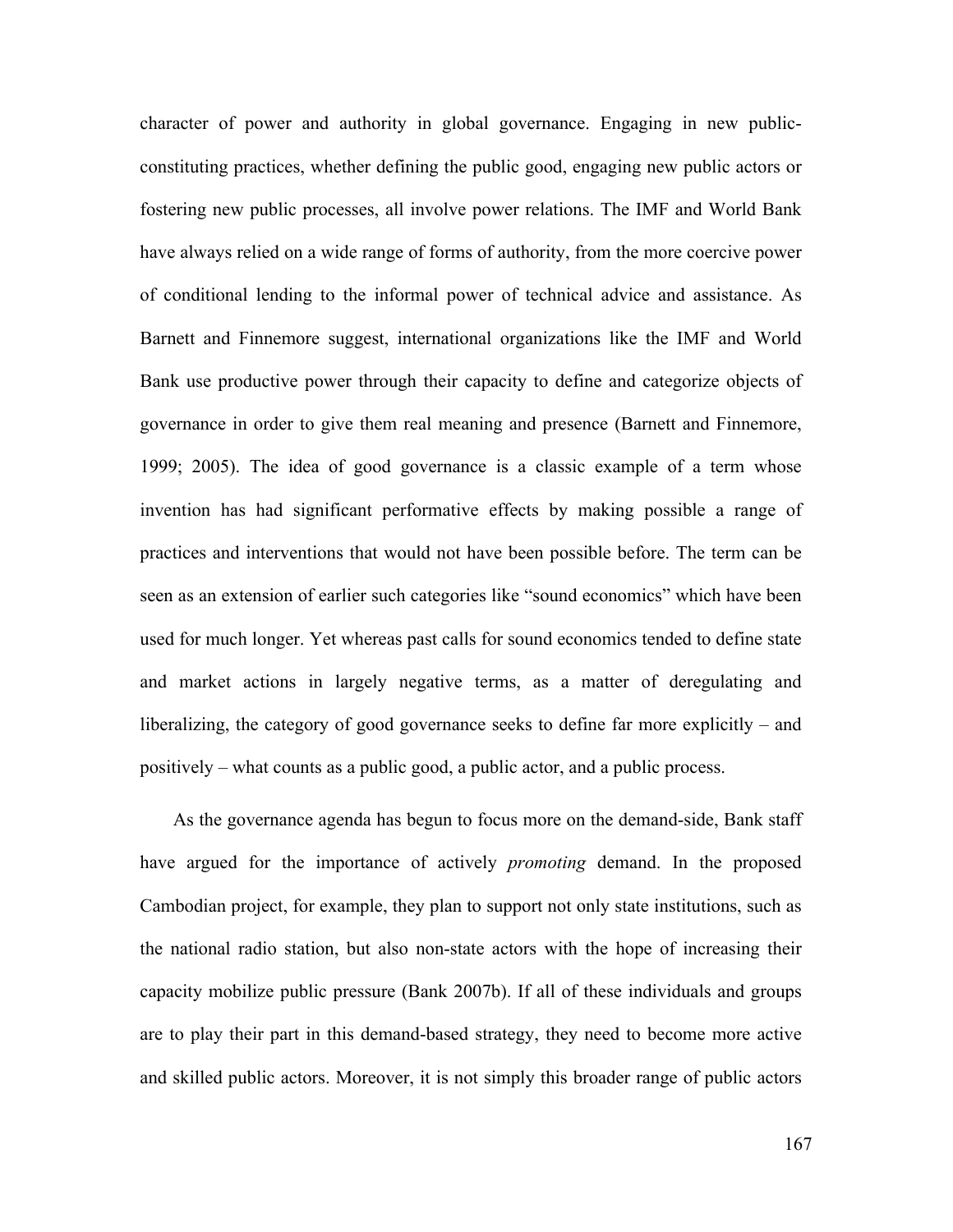character of power and authority in global governance. Engaging in new public-constituting practices, whether defining the public good, engaging new public actors or fostering new public processes, all involve power relations. The IMF and World Bank have always relied on a wide range of forms of authority, from the more coercive power of conditional lending to the informal power of technical advice and assistance. As Barnett and Finnemore suggest, international organizations like the IMF and World Bank use productive power through their capacity to define and categorize objects of governance in order to give them real meaning and presence (Barnett and Finnemore, 1999; 2005). The idea of good governance is a classic example of a term whose invention has had significant performative effects by making possible a range of practices and interventions that would not have been possible before. The term can be seen as an extension of earlier such categories like "sound economics" which have been used for much longer. Yet whereas past calls for sound economics tended to define state and market actions in largely negative terms, as a matter of deregulating and liberalizing, the category of good governance seeks to define far more explicitly – and positively – what counts as a public good, a public actor, and a public process.

As the governance agenda has begun to focus more on the demand-side, Bank staff have argued for the importance of actively *promoting* demand. In the proposed Cambodian project, for example, they plan to support not only state institutions, such as the national radio station, but also non-state actors with the hope of increasing their capacity mobilize public pressure (Bank 2007b). If all of these individuals and groups are to play their part in this demand-based strategy, they need to become more active and skilled public actors. Moreover, it is not simply this broader range of public actors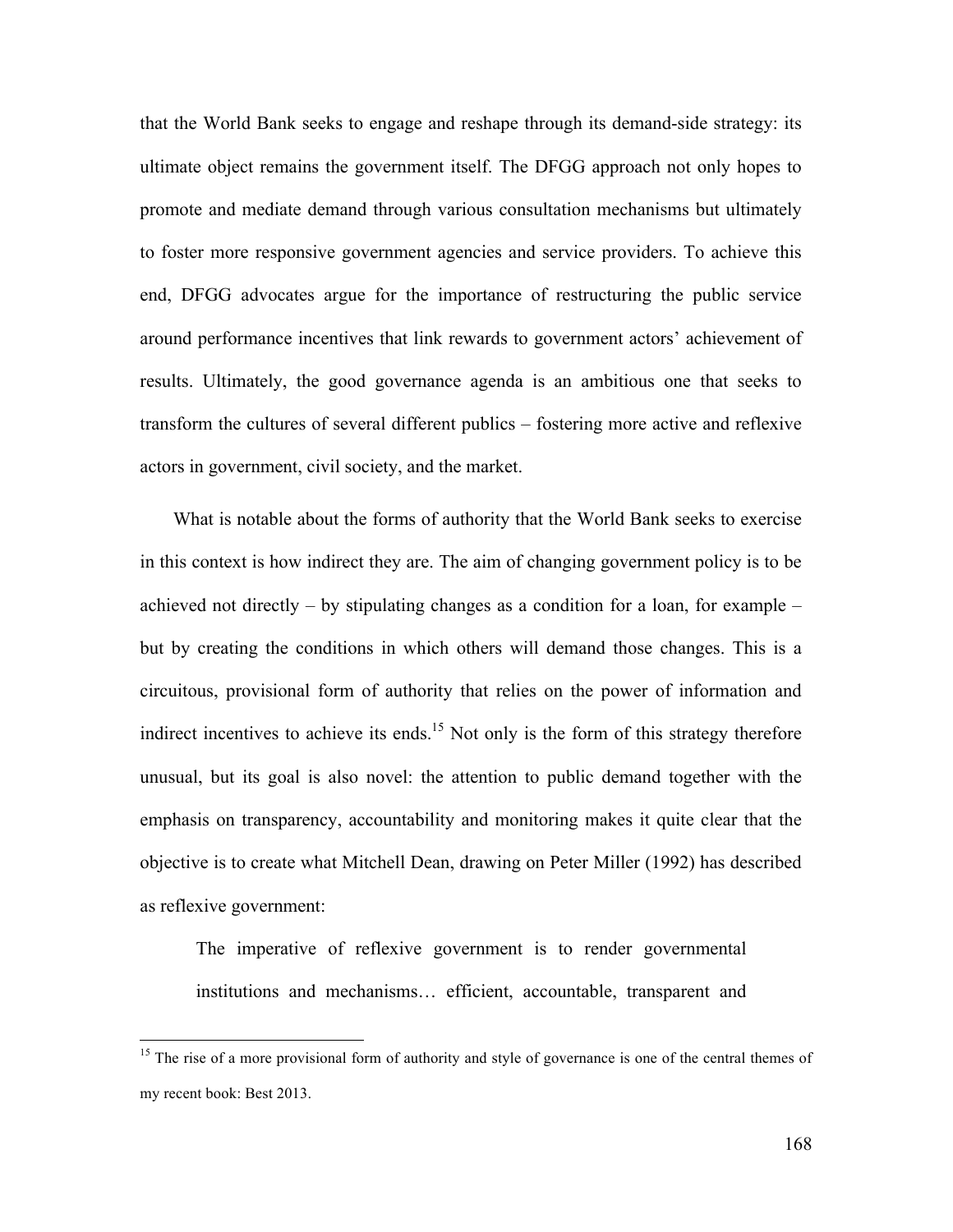that the World Bank seeks to engage and reshape through its demand-side strategy: its ultimate object remains the government itself. The DFGG approach not only hopes to promote and mediate demand through various consultation mechanisms but ultimately to foster more responsive government agencies and service providers. To achieve this end, DFGG advocates argue for the importance of restructuring the public service around performance incentives that link rewards to government actors' achievement of results. Ultimately, the good governance agenda is an ambitious one that seeks to transform the cultures of several different publics – fostering more active and reflexive actors in government, civil society, and the market.

What is notable about the forms of authority that the World Bank seeks to exercise in this context is how indirect they are. The aim of changing government policy is to be achieved not directly – by stipulating changes as a condition for a loan, for example – but by creating the conditions in which others will demand those changes. This is a circuitous, provisional form of authority that relies on the power of information and indirect incentives to achieve its ends.[15] Not only is the form of this strategy therefore unusual, but its goal is also novel: the attention to public demand together with the emphasis on transparency, accountability and monitoring makes it quite clear that the objective is to create what Mitchell Dean, drawing on Peter Miller (1992) has described as reflexive government:

> The imperative of reflexive government is to render governmental institutions and mechanisms… efficient, accountable, transparent and

[15] The rise of a more provisional form of authority and style of governance is one of the central themes of my recent book: Best 2013.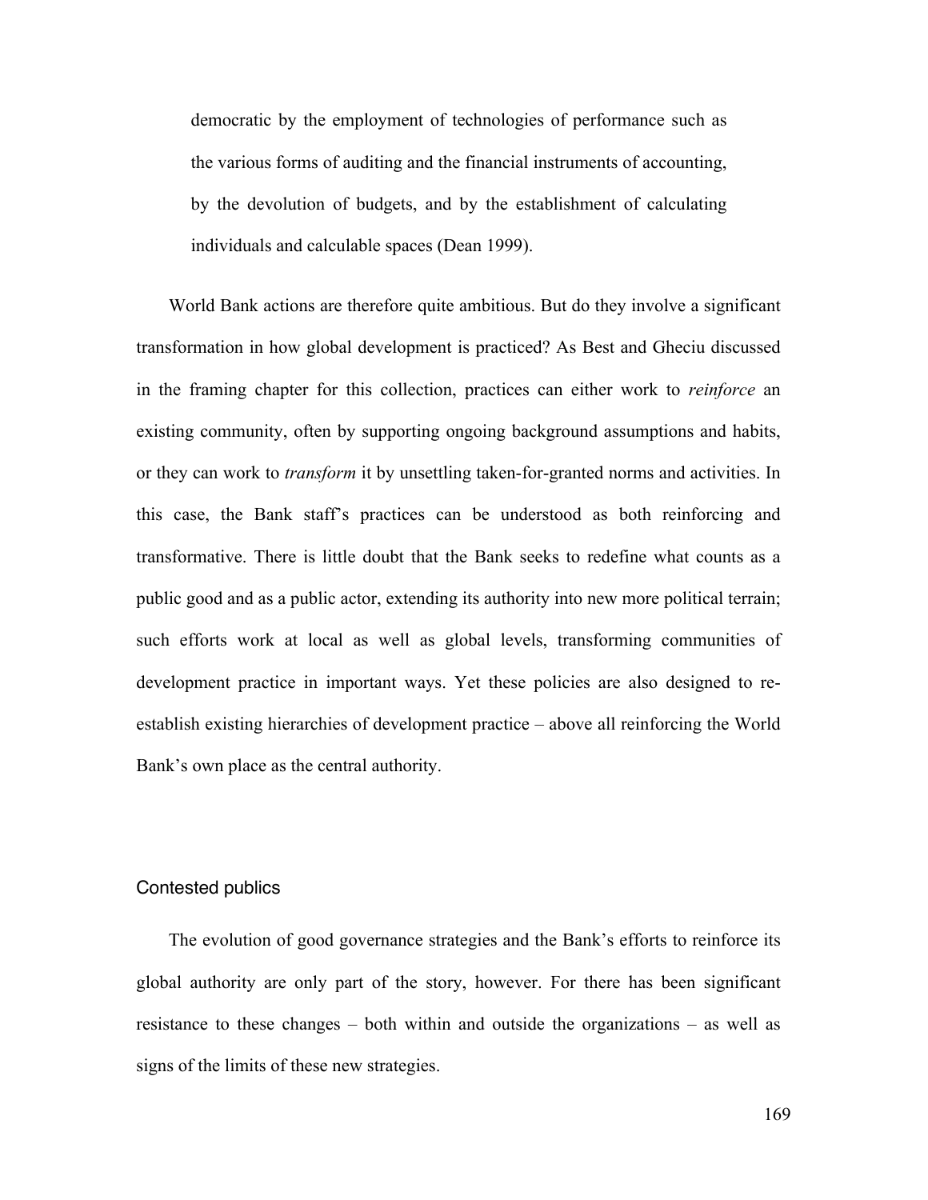democratic by the employment of technologies of performance such as the various forms of auditing and the financial instruments of accounting, by the devolution of budgets, and by the establishment of calculating individuals and calculable spaces (Dean 1999).

World Bank actions are therefore quite ambitious. But do they involve a significant transformation in how global development is practiced? As Best and Gheciu discussed in the framing chapter for this collection, practices can either work to *reinforce* an existing community, often by supporting ongoing background assumptions and habits, or they can work to *transform* it by unsettling taken-for-granted norms and activities. In this case, the Bank staff's practices can be understood as both reinforcing and transformative. There is little doubt that the Bank seeks to redefine what counts as a public good and as a public actor, extending its authority into new more political terrain; such efforts work at local as well as global levels, transforming communities of development practice in important ways. Yet these policies are also designed to re-establish existing hierarchies of development practice – above all reinforcing the World Bank's own place as the central authority.

## Contested publics

The evolution of good governance strategies and the Bank's efforts to reinforce its global authority are only part of the story, however. For there has been significant resistance to these changes – both within and outside the organizations – as well as signs of the limits of these new strategies.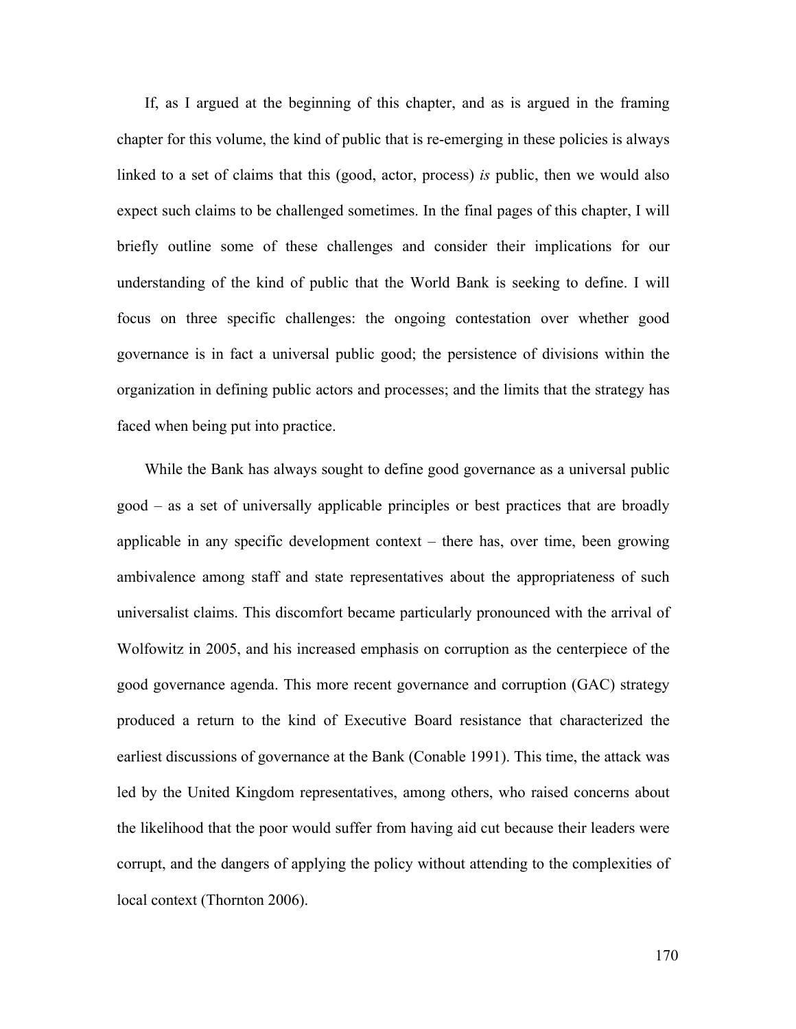If, as I argued at the beginning of this chapter, and as is argued in the framing chapter for this volume, the kind of public that is re-emerging in these policies is always linked to a set of claims that this (good, actor, process) *is* public, then we would also expect such claims to be challenged sometimes. In the final pages of this chapter, I will briefly outline some of these challenges and consider their implications for our understanding of the kind of public that the World Bank is seeking to define. I will focus on three specific challenges: the ongoing contestation over whether good governance is in fact a universal public good; the persistence of divisions within the organization in defining public actors and processes; and the limits that the strategy has faced when being put into practice.

While the Bank has always sought to define good governance as a universal public good – as a set of universally applicable principles or best practices that are broadly applicable in any specific development context – there has, over time, been growing ambivalence among staff and state representatives about the appropriateness of such universalist claims. This discomfort became particularly pronounced with the arrival of Wolfowitz in 2005, and his increased emphasis on corruption as the centerpiece of the good governance agenda. This more recent governance and corruption (GAC) strategy produced a return to the kind of Executive Board resistance that characterized the earliest discussions of governance at the Bank (Conable 1991). This time, the attack was led by the United Kingdom representatives, among others, who raised concerns about the likelihood that the poor would suffer from having aid cut because their leaders were corrupt, and the dangers of applying the policy without attending to the complexities of local context (Thornton 2006).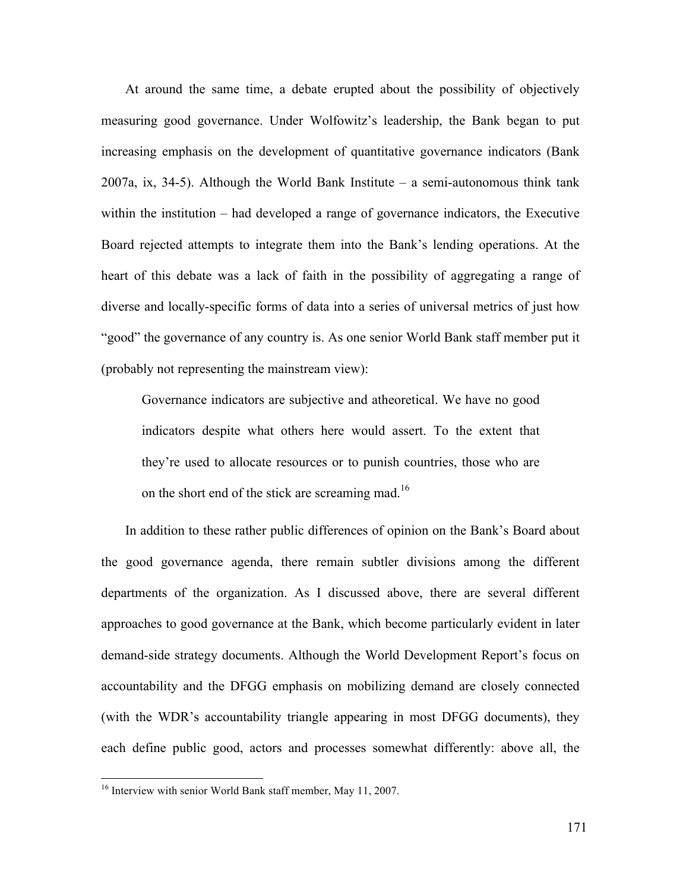At around the same time, a debate erupted about the possibility of objectively measuring good governance. Under Wolfowitz's leadership, the Bank began to put increasing emphasis on the development of quantitative governance indicators (Bank 2007a, ix, 34-5). Although the World Bank Institute – a semi-autonomous think tank within the institution – had developed a range of governance indicators, the Executive Board rejected attempts to integrate them into the Bank's lending operations. At the heart of this debate was a lack of faith in the possibility of aggregating a range of diverse and locally-specific forms of data into a series of universal metrics of just how "good" the governance of any country is. As one senior World Bank staff member put it (probably not representing the mainstream view):

> Governance indicators are subjective and atheoretical. We have no good indicators despite what others here would assert. To the extent that they're used to allocate resources or to punish countries, those who are on the short end of the stick are screaming mad.[16]

In addition to these rather public differences of opinion on the Bank's Board about the good governance agenda, there remain subtler divisions among the different departments of the organization. As I discussed above, there are several different approaches to good governance at the Bank, which become particularly evident in later demand-side strategy documents. Although the World Development Report's focus on accountability and the DFGG emphasis on mobilizing demand are closely connected (with the WDR's accountability triangle appearing in most DFGG documents), they each define public good, actors and processes somewhat differently: above all, the

[16] Interview with senior World Bank staff member, May 11, 2007.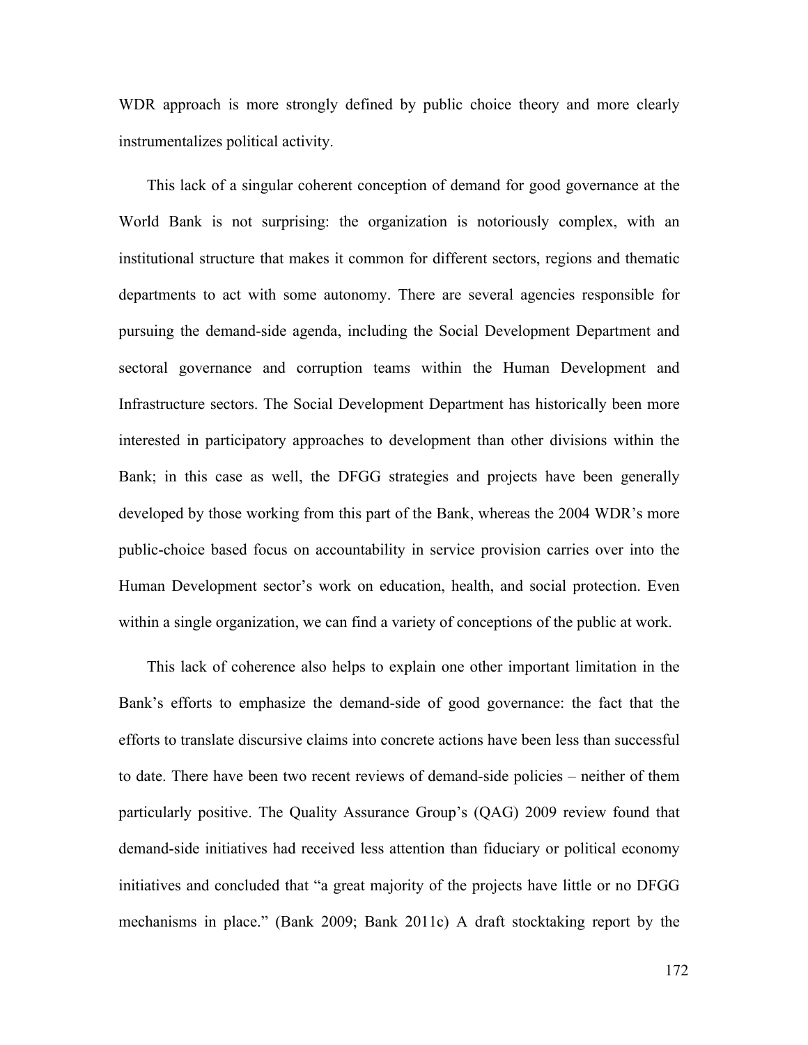WDR approach is more strongly defined by public choice theory and more clearly instrumentalizes political activity.

This lack of a singular coherent conception of demand for good governance at the World Bank is not surprising: the organization is notoriously complex, with an institutional structure that makes it common for different sectors, regions and thematic departments to act with some autonomy. There are several agencies responsible for pursuing the demand-side agenda, including the Social Development Department and sectoral governance and corruption teams within the Human Development and Infrastructure sectors. The Social Development Department has historically been more interested in participatory approaches to development than other divisions within the Bank; in this case as well, the DFGG strategies and projects have been generally developed by those working from this part of the Bank, whereas the 2004 WDR's more public-choice based focus on accountability in service provision carries over into the Human Development sector's work on education, health, and social protection. Even within a single organization, we can find a variety of conceptions of the public at work.

This lack of coherence also helps to explain one other important limitation in the Bank's efforts to emphasize the demand-side of good governance: the fact that the efforts to translate discursive claims into concrete actions have been less than successful to date. There have been two recent reviews of demand-side policies – neither of them particularly positive. The Quality Assurance Group's (QAG) 2009 review found that demand-side initiatives had received less attention than fiduciary or political economy initiatives and concluded that "a great majority of the projects have little or no DFGG mechanisms in place." (Bank 2009; Bank 2011c) A draft stocktaking report by the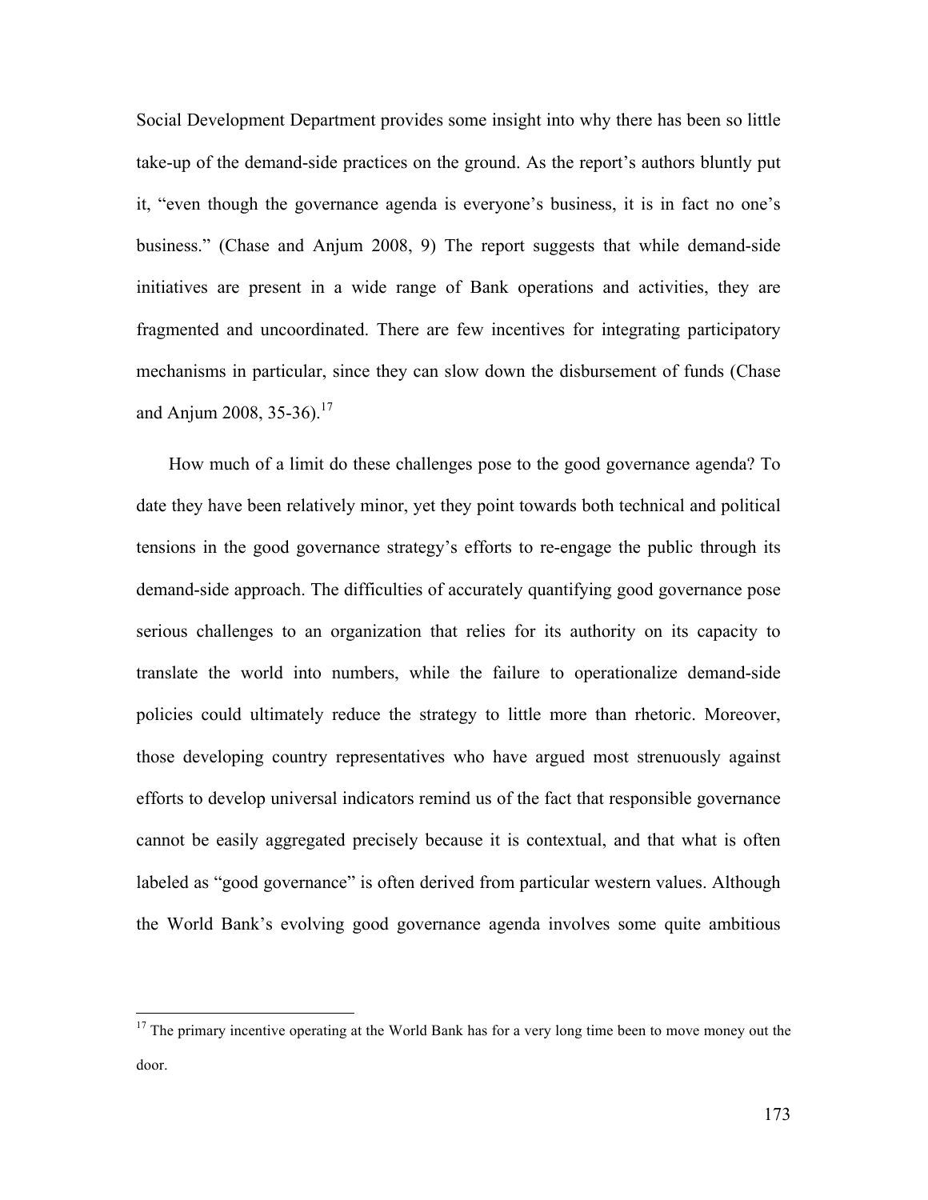Social Development Department provides some insight into why there has been so little take-up of the demand-side practices on the ground. As the report's authors bluntly put it, "even though the governance agenda is everyone's business, it is in fact no one's business." (Chase and Anjum 2008, 9) The report suggests that while demand-side initiatives are present in a wide range of Bank operations and activities, they are fragmented and uncoordinated. There are few incentives for integrating participatory mechanisms in particular, since they can slow down the disbursement of funds (Chase and Anjum 2008, 35-36).[17]

How much of a limit do these challenges pose to the good governance agenda? To date they have been relatively minor, yet they point towards both technical and political tensions in the good governance strategy's efforts to re-engage the public through its demand-side approach. The difficulties of accurately quantifying good governance pose serious challenges to an organization that relies for its authority on its capacity to translate the world into numbers, while the failure to operationalize demand-side policies could ultimately reduce the strategy to little more than rhetoric. Moreover, those developing country representatives who have argued most strenuously against efforts to develop universal indicators remind us of the fact that responsible governance cannot be easily aggregated precisely because it is contextual, and that what is often labeled as "good governance" is often derived from particular western values. Although the World Bank's evolving good governance agenda involves some quite ambitious

---

[17] The primary incentive operating at the World Bank has for a very long time been to move money out the door.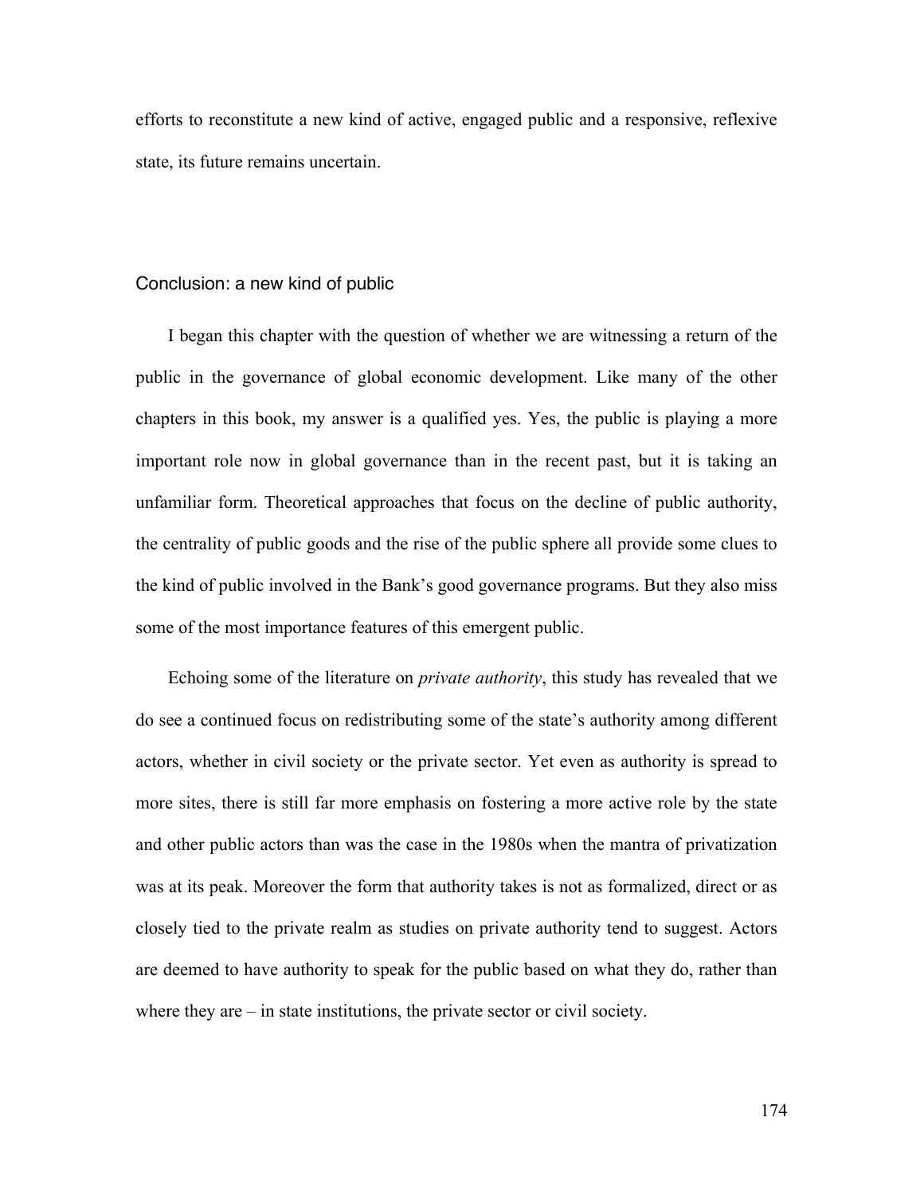efforts to reconstitute a new kind of active, engaged public and a responsive, reflexive state, its future remains uncertain.

## Conclusion: a new kind of public

I began this chapter with the question of whether we are witnessing a return of the public in the governance of global economic development. Like many of the other chapters in this book, my answer is a qualified yes. Yes, the public is playing a more important role now in global governance than in the recent past, but it is taking an unfamiliar form. Theoretical approaches that focus on the decline of public authority, the centrality of public goods and the rise of the public sphere all provide some clues to the kind of public involved in the Bank's good governance programs. But they also miss some of the most importance features of this emergent public.

Echoing some of the literature on *private authority*, this study has revealed that we do see a continued focus on redistributing some of the state's authority among different actors, whether in civil society or the private sector. Yet even as authority is spread to more sites, there is still far more emphasis on fostering a more active role by the state and other public actors than was the case in the 1980s when the mantra of privatization was at its peak. Moreover the form that authority takes is not as formalized, direct or as closely tied to the private realm as studies on private authority tend to suggest. Actors are deemed to have authority to speak for the public based on what they do, rather than where they are – in state institutions, the private sector or civil society.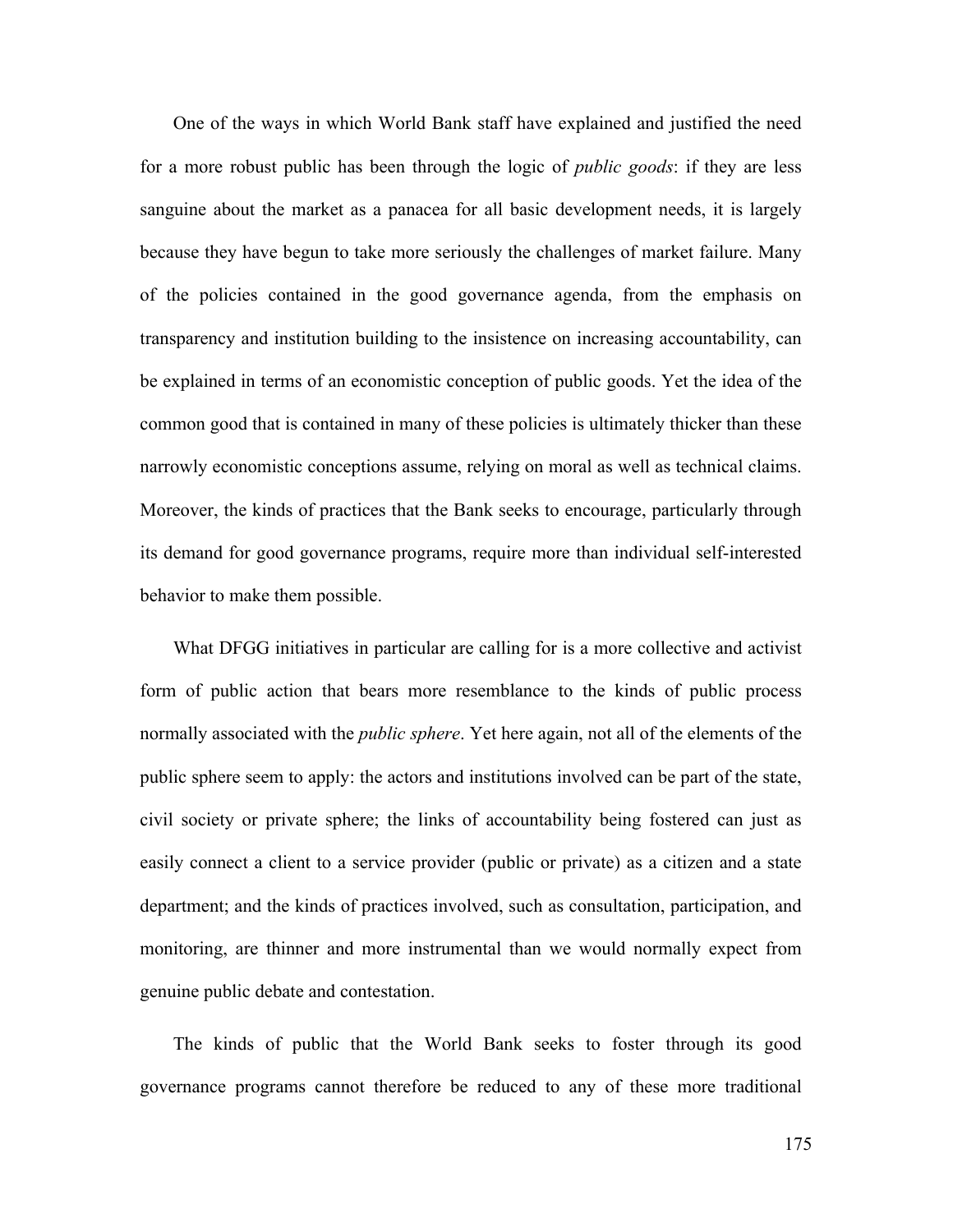One of the ways in which World Bank staff have explained and justified the need for a more robust public has been through the logic of *public goods*: if they are less sanguine about the market as a panacea for all basic development needs, it is largely because they have begun to take more seriously the challenges of market failure. Many of the policies contained in the good governance agenda, from the emphasis on transparency and institution building to the insistence on increasing accountability, can be explained in terms of an economistic conception of public goods. Yet the idea of the common good that is contained in many of these policies is ultimately thicker than these narrowly economistic conceptions assume, relying on moral as well as technical claims. Moreover, the kinds of practices that the Bank seeks to encourage, particularly through its demand for good governance programs, require more than individual self-interested behavior to make them possible.

What DFGG initiatives in particular are calling for is a more collective and activist form of public action that bears more resemblance to the kinds of public process normally associated with the *public sphere*. Yet here again, not all of the elements of the public sphere seem to apply: the actors and institutions involved can be part of the state, civil society or private sphere; the links of accountability being fostered can just as easily connect a client to a service provider (public or private) as a citizen and a state department; and the kinds of practices involved, such as consultation, participation, and monitoring, are thinner and more instrumental than we would normally expect from genuine public debate and contestation.

The kinds of public that the World Bank seeks to foster through its good governance programs cannot therefore be reduced to any of these more traditional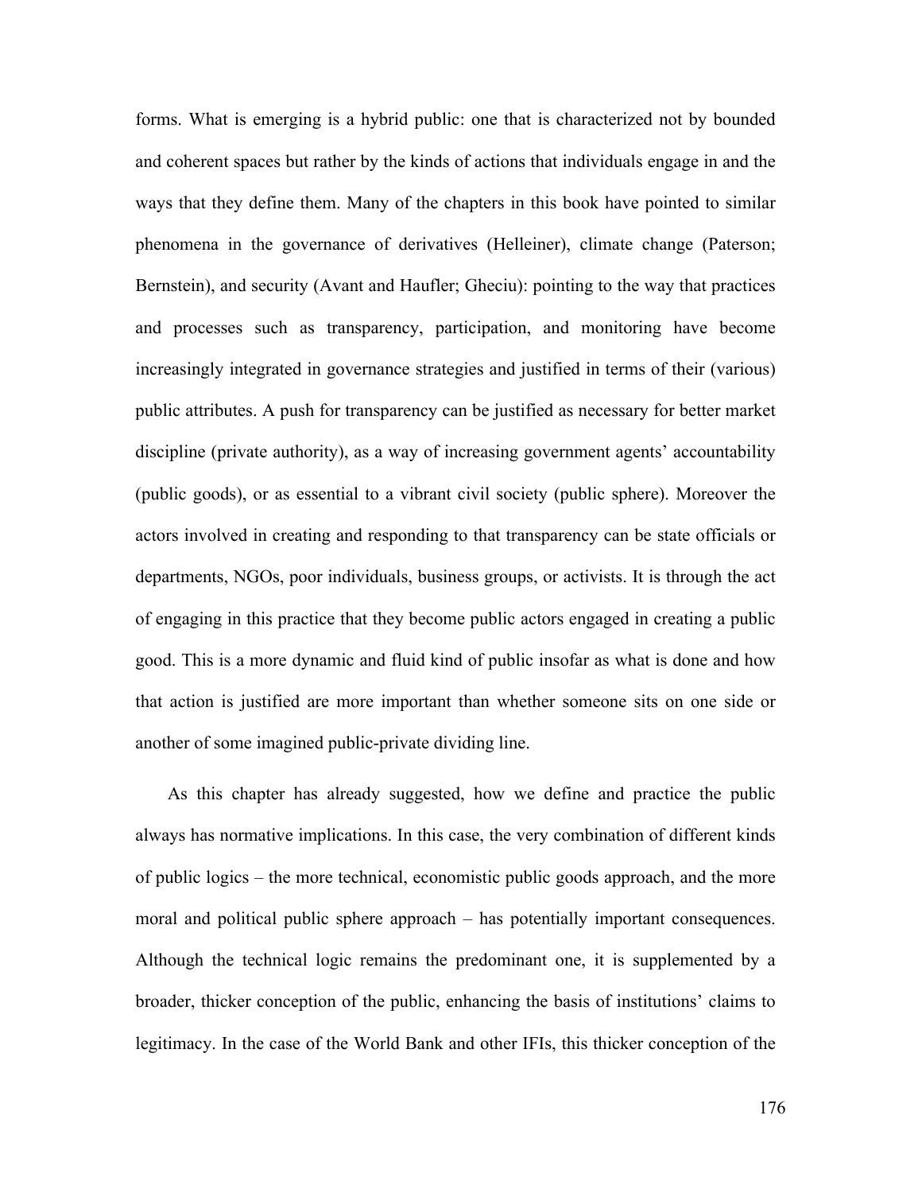forms. What is emerging is a hybrid public: one that is characterized not by bounded and coherent spaces but rather by the kinds of actions that individuals engage in and the ways that they define them. Many of the chapters in this book have pointed to similar phenomena in the governance of derivatives (Helleiner), climate change (Paterson; Bernstein), and security (Avant and Haufler; Gheciu): pointing to the way that practices and processes such as transparency, participation, and monitoring have become increasingly integrated in governance strategies and justified in terms of their (various) public attributes. A push for transparency can be justified as necessary for better market discipline (private authority), as a way of increasing government agents' accountability (public goods), or as essential to a vibrant civil society (public sphere). Moreover the actors involved in creating and responding to that transparency can be state officials or departments, NGOs, poor individuals, business groups, or activists. It is through the act of engaging in this practice that they become public actors engaged in creating a public good. This is a more dynamic and fluid kind of public insofar as what is done and how that action is justified are more important than whether someone sits on one side or another of some imagined public-private dividing line.

As this chapter has already suggested, how we define and practice the public always has normative implications. In this case, the very combination of different kinds of public logics – the more technical, economistic public goods approach, and the more moral and political public sphere approach – has potentially important consequences. Although the technical logic remains the predominant one, it is supplemented by a broader, thicker conception of the public, enhancing the basis of institutions' claims to legitimacy. In the case of the World Bank and other IFIs, this thicker conception of the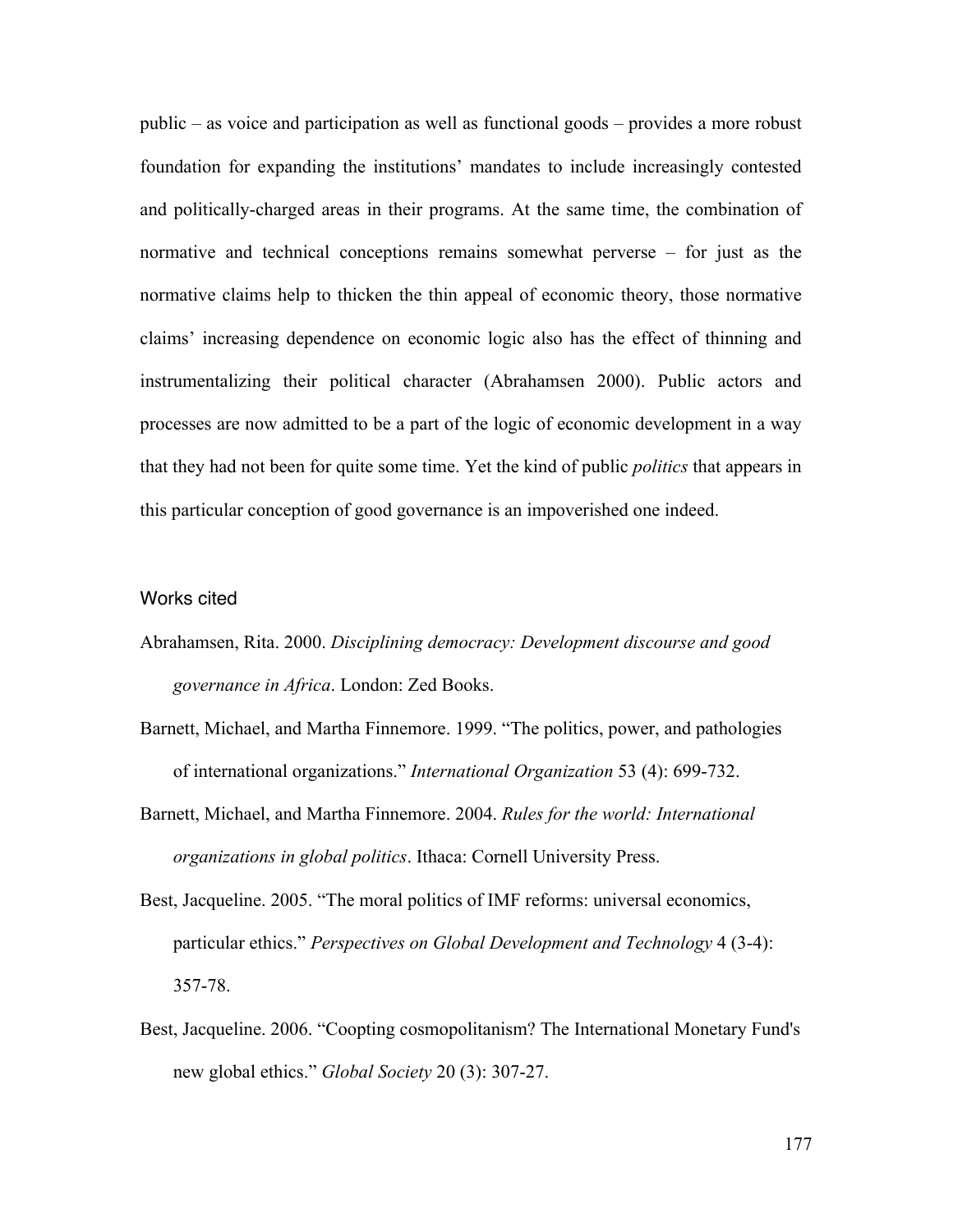public – as voice and participation as well as functional goods – provides a more robust foundation for expanding the institutions' mandates to include increasingly contested and politically-charged areas in their programs. At the same time, the combination of normative and technical conceptions remains somewhat perverse – for just as the normative claims help to thicken the thin appeal of economic theory, those normative claims' increasing dependence on economic logic also has the effect of thinning and instrumentalizing their political character (Abrahamsen 2000). Public actors and processes are now admitted to be a part of the logic of economic development in a way that they had not been for quite some time. Yet the kind of public *politics* that appears in this particular conception of good governance is an impoverished one indeed.

## Works cited

Abrahamsen, Rita. 2000. *Disciplining democracy: Development discourse and good governance in Africa*. London: Zed Books.

Barnett, Michael, and Martha Finnemore. 1999. "The politics, power, and pathologies of international organizations." *International Organization* 53 (4): 699-732.

Barnett, Michael, and Martha Finnemore. 2004. *Rules for the world: International organizations in global politics*. Ithaca: Cornell University Press.

Best, Jacqueline. 2005. "The moral politics of IMF reforms: universal economics, particular ethics." *Perspectives on Global Development and Technology* 4 (3-4): 357-78.

Best, Jacqueline. 2006. "Coopting cosmopolitanism? The International Monetary Fund's new global ethics." *Global Society* 20 (3): 307-27.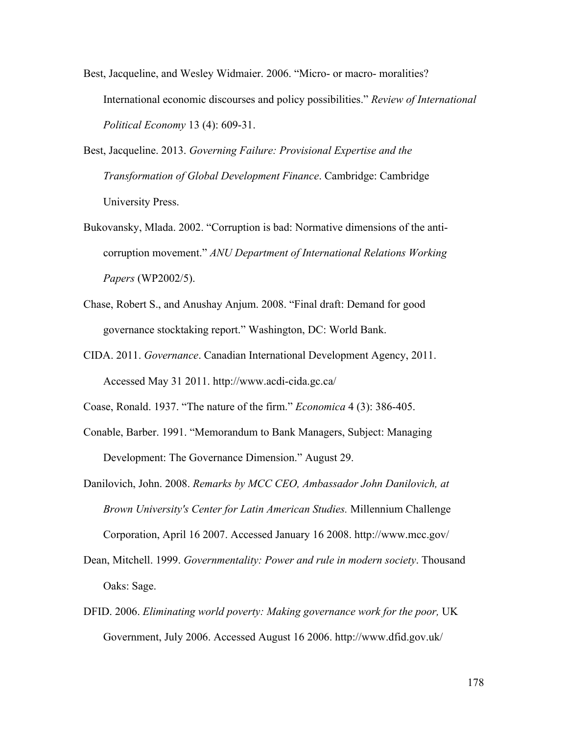Best, Jacqueline, and Wesley Widmaier. 2006. "Micro- or macro- moralities? International economic discourses and policy possibilities." *Review of International Political Economy* 13 (4): 609-31.

Best, Jacqueline. 2013. *Governing Failure: Provisional Expertise and the Transformation of Global Development Finance*. Cambridge: Cambridge University Press.

Bukovansky, Mlada. 2002. "Corruption is bad: Normative dimensions of the anti-corruption movement." *ANU Department of International Relations Working Papers* (WP2002/5).

Chase, Robert S., and Anushay Anjum. 2008. "Final draft: Demand for good governance stocktaking report." Washington, DC: World Bank.

CIDA. 2011. *Governance*. Canadian International Development Agency, 2011. Accessed May 31 2011. http://www.acdi-cida.gc.ca/

Coase, Ronald. 1937. "The nature of the firm." *Economica* 4 (3): 386-405.

Conable, Barber. 1991. "Memorandum to Bank Managers, Subject: Managing Development: The Governance Dimension." August 29.

Danilovich, John. 2008. *Remarks by MCC CEO, Ambassador John Danilovich, at Brown University's Center for Latin American Studies.* Millennium Challenge Corporation, April 16 2007. Accessed January 16 2008. http://www.mcc.gov/

Dean, Mitchell. 1999. *Governmentality: Power and rule in modern society*. Thousand Oaks: Sage.

DFID. 2006. *Eliminating world poverty: Making governance work for the poor,* UK Government, July 2006. Accessed August 16 2006. http://www.dfid.gov.uk/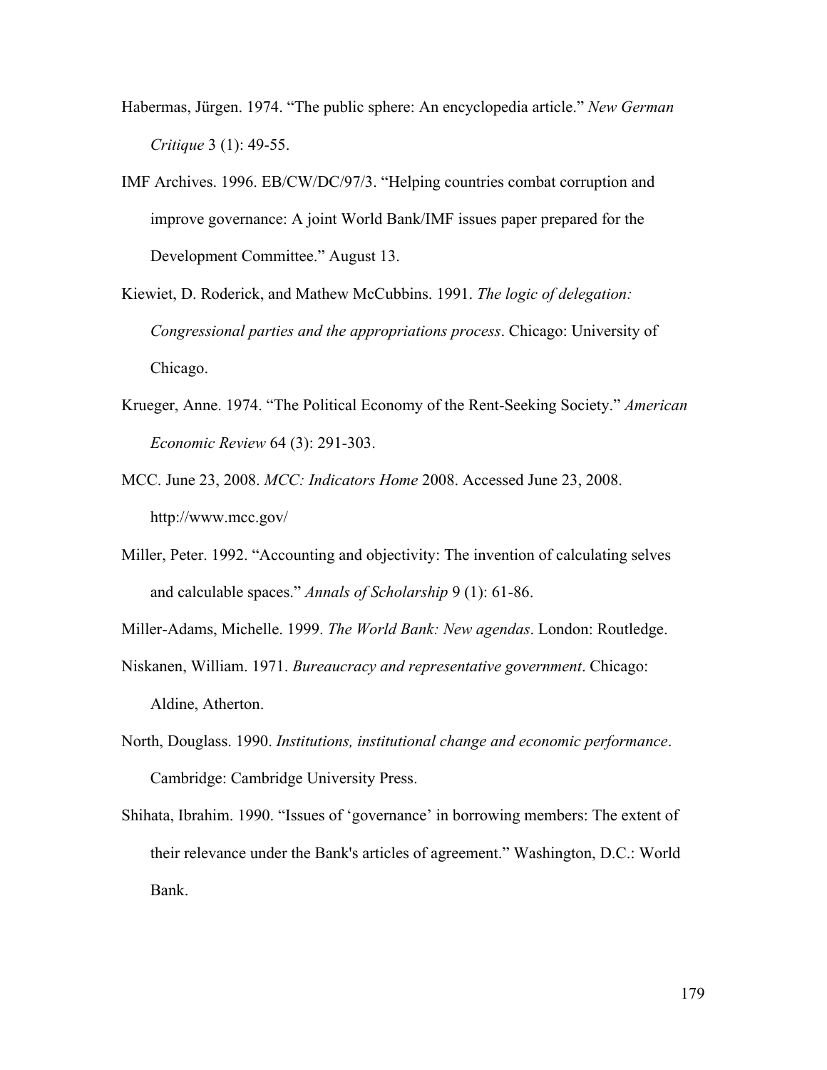Habermas, Jürgen. 1974. “The public sphere: An encyclopedia article.” *New German Critique* 3 (1): 49-55.

IMF Archives. 1996. EB/CW/DC/97/3. “Helping countries combat corruption and improve governance: A joint World Bank/IMF issues paper prepared for the Development Committee.” August 13.

Kiewiet, D. Roderick, and Mathew McCubbins. 1991. *The logic of delegation: Congressional parties and the appropriations process*. Chicago: University of Chicago.

Krueger, Anne. 1974. “The Political Economy of the Rent-Seeking Society.” *American Economic Review* 64 (3): 291-303.

MCC. June 23, 2008. *MCC: Indicators Home* 2008. Accessed June 23, 2008. http://www.mcc.gov/

Miller, Peter. 1992. “Accounting and objectivity: The invention of calculating selves and calculable spaces.” *Annals of Scholarship* 9 (1): 61-86.

Miller-Adams, Michelle. 1999. *The World Bank: New agendas*. London: Routledge.

Niskanen, William. 1971. *Bureaucracy and representative government*. Chicago: Aldine, Atherton.

North, Douglass. 1990. *Institutions, institutional change and economic performance*. Cambridge: Cambridge University Press.

Shihata, Ibrahim. 1990. “Issues of ‘governance’ in borrowing members: The extent of their relevance under the Bank's articles of agreement.” Washington, D.C.: World Bank.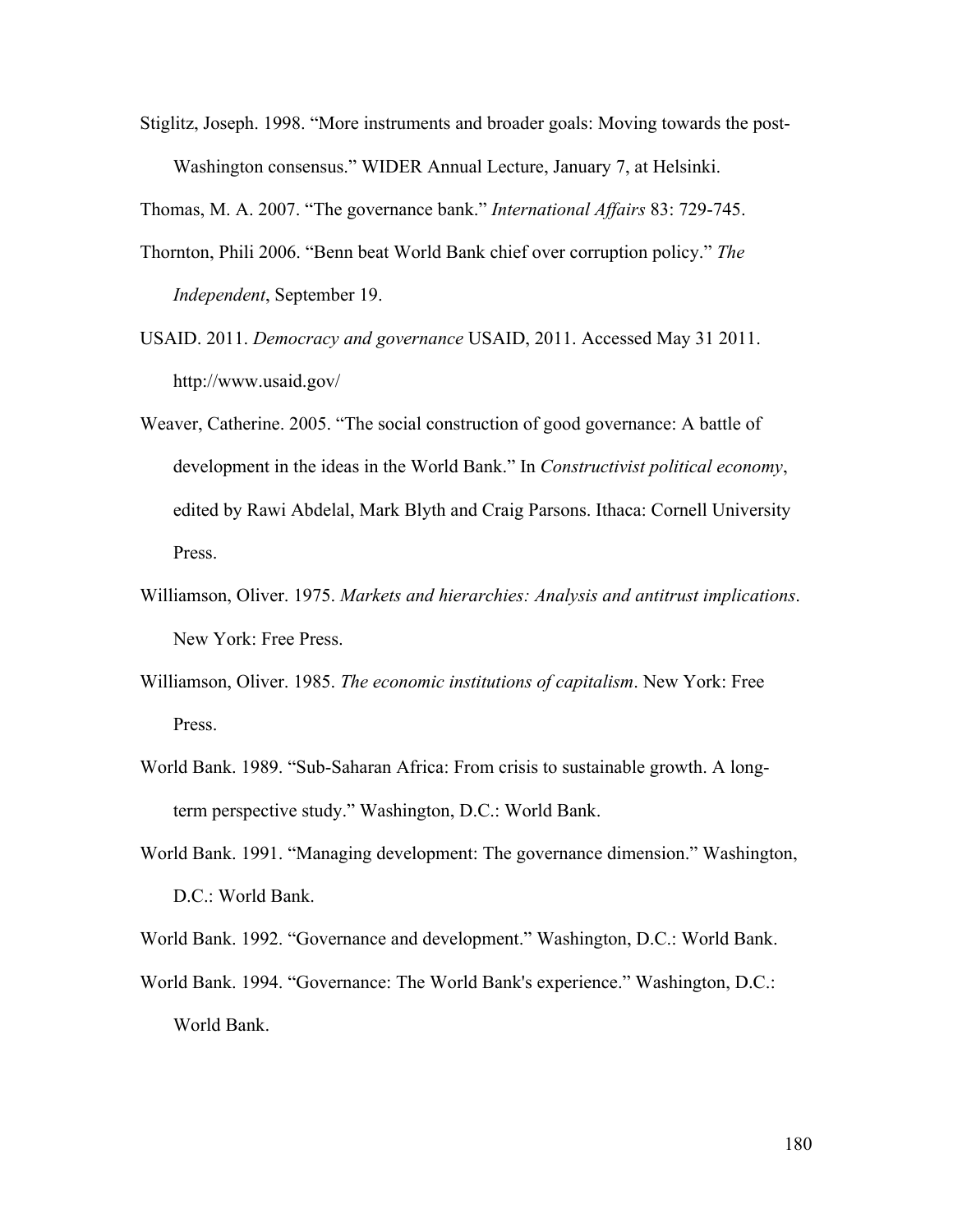Stiglitz, Joseph. 1998. "More instruments and broader goals: Moving towards the post-Washington consensus." WIDER Annual Lecture, January 7, at Helsinki.

Thomas, M. A. 2007. "The governance bank." *International Affairs* 83: 729-745.

Thornton, Phili 2006. "Benn beat World Bank chief over corruption policy." *The Independent*, September 19.

USAID. 2011. *Democracy and governance* USAID, 2011. Accessed May 31 2011. http://www.usaid.gov/

Weaver, Catherine. 2005. "The social construction of good governance: A battle of development in the ideas in the World Bank." In *Constructivist political economy*, edited by Rawi Abdelal, Mark Blyth and Craig Parsons. Ithaca: Cornell University Press.

Williamson, Oliver. 1975. *Markets and hierarchies: Analysis and antitrust implications*. New York: Free Press.

Williamson, Oliver. 1985. *The economic institutions of capitalism*. New York: Free Press.

World Bank. 1989. "Sub-Saharan Africa: From crisis to sustainable growth. A long-term perspective study." Washington, D.C.: World Bank.

World Bank. 1991. "Managing development: The governance dimension." Washington, D.C.: World Bank.

World Bank. 1992. "Governance and development." Washington, D.C.: World Bank.

World Bank. 1994. "Governance: The World Bank's experience." Washington, D.C.: World Bank.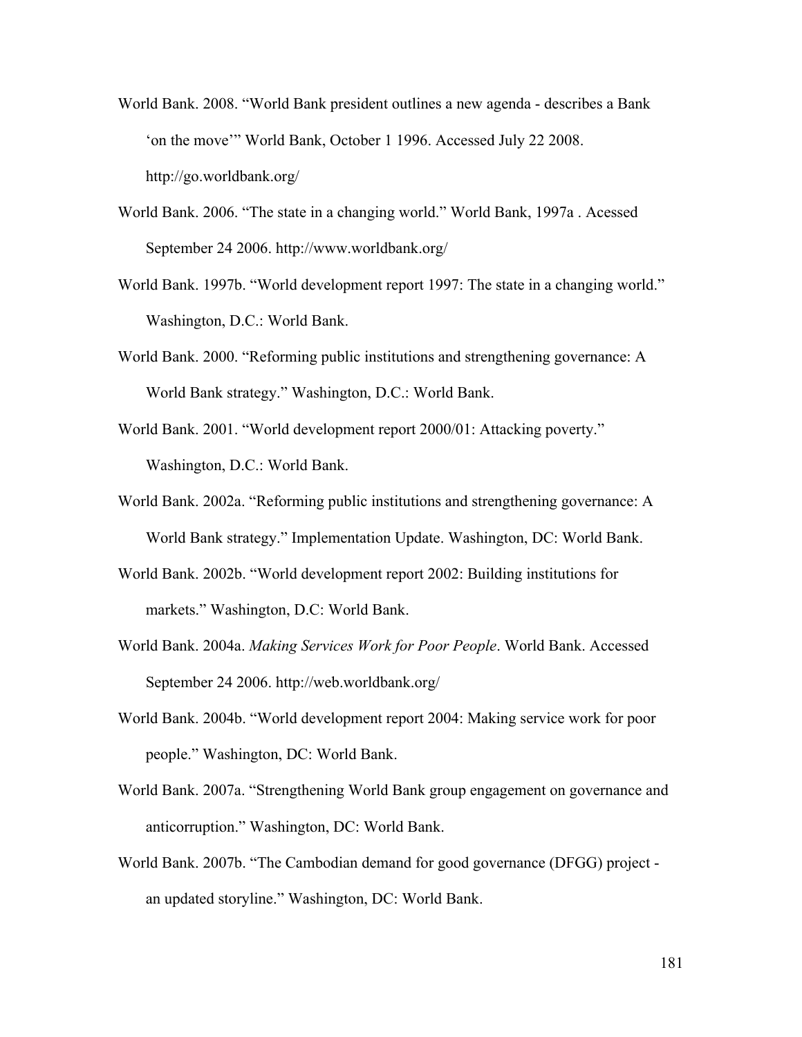World Bank. 2008. “World Bank president outlines a new agenda - describes a Bank ‘on the move’” World Bank, October 1 1996. Accessed July 22 2008. http://go.worldbank.org/

World Bank. 2006. “The state in a changing world.” World Bank, 1997a . Acessed September 24 2006. http://www.worldbank.org/

World Bank. 1997b. “World development report 1997: The state in a changing world.” Washington, D.C.: World Bank.

World Bank. 2000. “Reforming public institutions and strengthening governance: A World Bank strategy.” Washington, D.C.: World Bank.

World Bank. 2001. “World development report 2000/01: Attacking poverty.” Washington, D.C.: World Bank.

World Bank. 2002a. “Reforming public institutions and strengthening governance: A World Bank strategy.” Implementation Update. Washington, DC: World Bank.

World Bank. 2002b. “World development report 2002: Building institutions for markets.” Washington, D.C: World Bank.

World Bank. 2004a. *Making Services Work for Poor People*. World Bank. Accessed September 24 2006. http://web.worldbank.org/

World Bank. 2004b. “World development report 2004: Making service work for poor people.” Washington, DC: World Bank.

World Bank. 2007a. “Strengthening World Bank group engagement on governance and anticorruption.” Washington, DC: World Bank.

World Bank. 2007b. “The Cambodian demand for good governance (DFGG) project - an updated storyline.” Washington, DC: World Bank.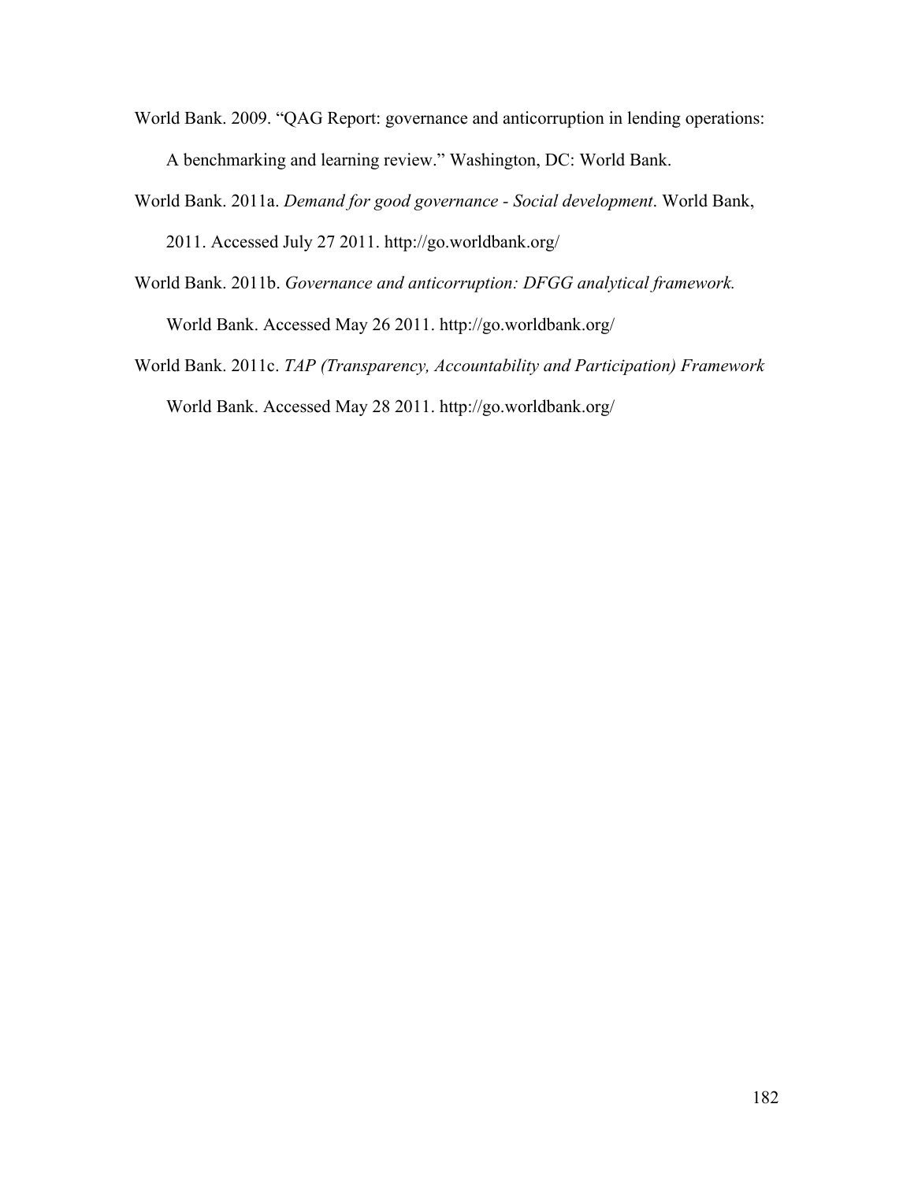World Bank. 2009. "QAG Report: governance and anticorruption in lending operations: A benchmarking and learning review." Washington, DC: World Bank.

World Bank. 2011a. *Demand for good governance - Social development*. World Bank, 2011. Accessed July 27 2011. http://go.worldbank.org/

World Bank. 2011b. *Governance and anticorruption: DFGG analytical framework.* World Bank. Accessed May 26 2011. http://go.worldbank.org/

World Bank. 2011c. *TAP (Transparency, Accountability and Participation) Framework* World Bank. Accessed May 28 2011. http://go.worldbank.org/